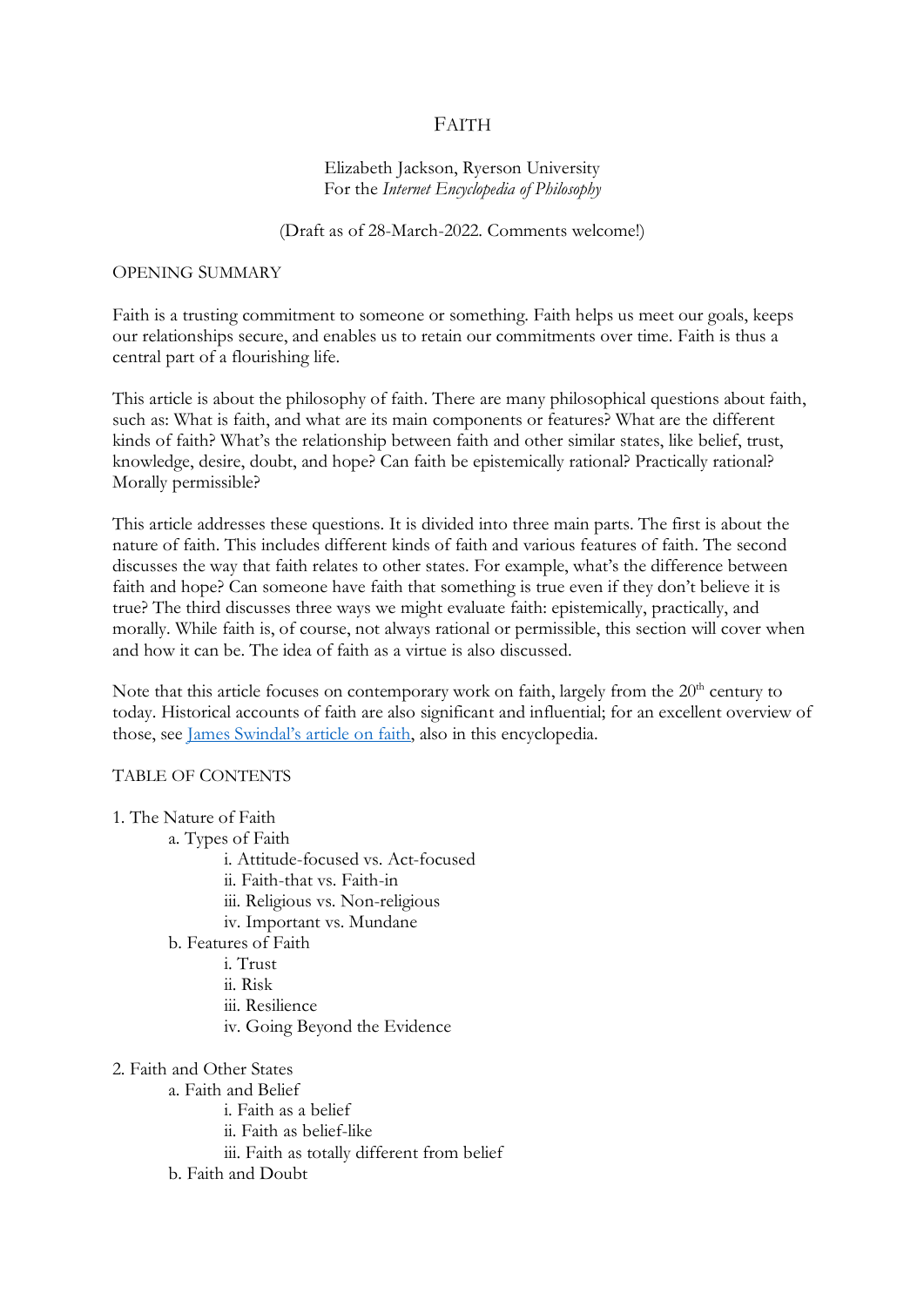# FAITH

Elizabeth Jackson, Ryerson University
For the *Internet Encyclopedia of Philosophy*

(Draft as of 28-March-2022. Comments welcome!)

## OPENING SUMMARY

Faith is a trusting commitment to someone or something. Faith helps us meet our goals, keeps our relationships secure, and enables us to retain our commitments over time. Faith is thus a central part of a flourishing life.

This article is about the philosophy of faith. There are many philosophical questions about faith, such as: What is faith, and what are its main components or features? What are the different kinds of faith? What's the relationship between faith and other similar states, like belief, trust, knowledge, desire, doubt, and hope? Can faith be epistemically rational? Practically rational? Morally permissible?

This article addresses these questions. It is divided into three main parts. The first is about the nature of faith. This includes different kinds of faith and various features of faith. The second discusses the way that faith relates to other states. For example, what's the difference between faith and hope? Can someone have faith that something is true even if they don't believe it is true? The third discusses three ways we might evaluate faith: epistemically, practically, and morally. While faith is, of course, not always rational or permissible, this section will cover when and how it can be. The idea of faith as a virtue is also discussed.

Note that this article focuses on contemporary work on faith, largely from the 20th century to today. Historical accounts of faith are also significant and influential; for an excellent overview of those, see [James Swindal's article on faith](), also in this encyclopedia.

## TABLE OF CONTENTS

1. The Nature of Faith
    a. Types of Faith
        i. Attitude-focused vs. Act-focused
        ii. Faith-that vs. Faith-in
        iii. Religious vs. Non-religious
        iv. Important vs. Mundane
    b. Features of Faith
        i. Trust
        ii. Risk
        iii. Resilience
        iv. Going Beyond the Evidence

2. Faith and Other States
    a. Faith and Belief
        i. Faith as a belief
        ii. Faith as belief-like
        iii. Faith as totally different from belief
    b. Faith and Doubt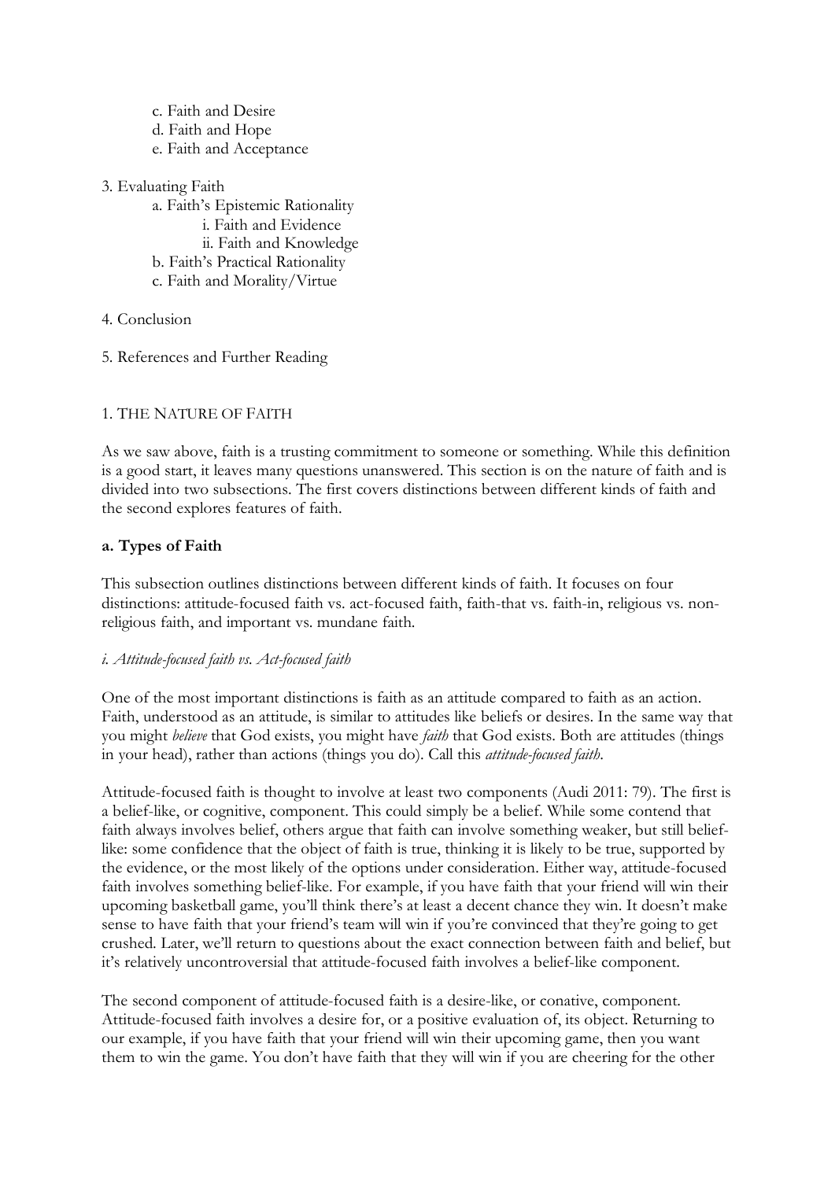c. Faith and Desire
d. Faith and Hope
e. Faith and Acceptance

3. Evaluating Faith
   a. Faith's Epistemic Rationality
      i. Faith and Evidence
      ii. Faith and Knowledge
   b. Faith's Practical Rationality
   c. Faith and Morality/Virtue

4. Conclusion

5. References and Further Reading

## 1. THE NATURE OF FAITH

As we saw above, faith is a trusting commitment to someone or something. While this definition is a good start, it leaves many questions unanswered. This section is on the nature of faith and is divided into two subsections. The first covers distinctions between different kinds of faith and the second explores features of faith.

### a. Types of Faith

This subsection outlines distinctions between different kinds of faith. It focuses on four distinctions: attitude-focused faith vs. act-focused faith, faith-that vs. faith-in, religious vs. non-religious faith, and important vs. mundane faith.

#### *i. Attitude-focused faith vs. Act-focused faith*

One of the most important distinctions is faith as an attitude compared to faith as an action. Faith, understood as an attitude, is similar to attitudes like beliefs or desires. In the same way that you might *believe* that God exists, you might have *faith* that God exists. Both are attitudes (things in your head), rather than actions (things you do). Call this *attitude-focused faith*.

Attitude-focused faith is thought to involve at least two components (Audi 2011: 79). The first is a belief-like, or cognitive, component. This could simply be a belief. While some contend that faith always involves belief, others argue that faith can involve something weaker, but still belief-like: some confidence that the object of faith is true, thinking it is likely to be true, supported by the evidence, or the most likely of the options under consideration. Either way, attitude-focused faith involves something belief-like. For example, if you have faith that your friend will win their upcoming basketball game, you'll think there's at least a decent chance they win. It doesn't make sense to have faith that your friend's team will win if you're convinced that they're going to get crushed. Later, we'll return to questions about the exact connection between faith and belief, but it's relatively uncontroversial that attitude-focused faith involves a belief-like component.

The second component of attitude-focused faith is a desire-like, or conative, component. Attitude-focused faith involves a desire for, or a positive evaluation of, its object. Returning to our example, if you have faith that your friend will win their upcoming game, then you want them to win the game. You don't have faith that they will win if you are cheering for the other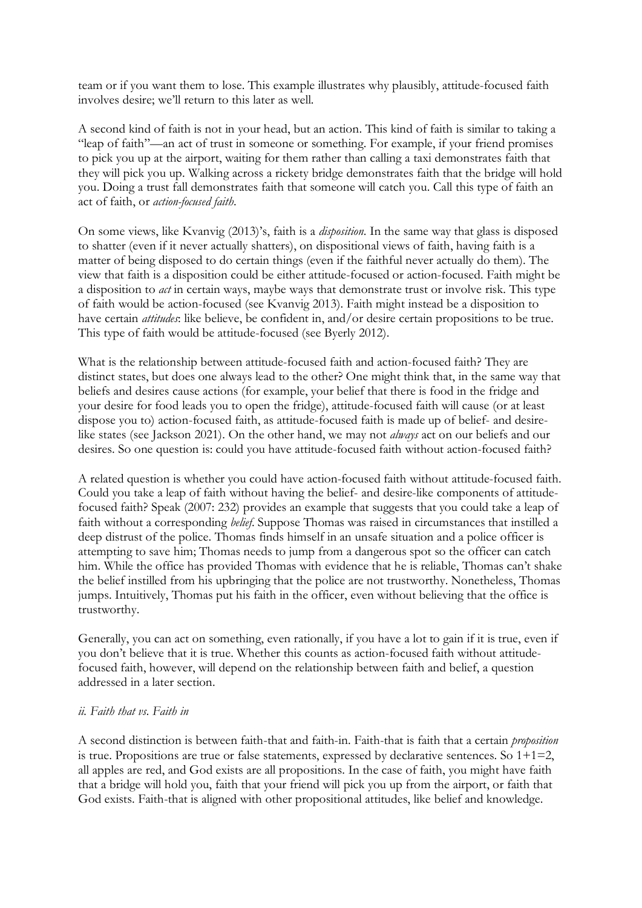team or if you want them to lose. This example illustrates why plausibly, attitude-focused faith involves desire; we'll return to this later as well.

A second kind of faith is not in your head, but an action. This kind of faith is similar to taking a "leap of faith"—an act of trust in someone or something. For example, if your friend promises to pick you up at the airport, waiting for them rather than calling a taxi demonstrates faith that they will pick you up. Walking across a rickety bridge demonstrates faith that the bridge will hold you. Doing a trust fall demonstrates faith that someone will catch you. Call this type of faith an act of faith, or *action-focused faith*.

On some views, like Kvanvig (2013)'s, faith is a *disposition*. In the same way that glass is disposed to shatter (even if it never actually shatters), on dispositional views of faith, having faith is a matter of being disposed to do certain things (even if the faithful never actually do them). The view that faith is a disposition could be either attitude-focused or action-focused. Faith might be a disposition to *act* in certain ways, maybe ways that demonstrate trust or involve risk. This type of faith would be action-focused (see Kvanvig 2013). Faith might instead be a disposition to have certain *attitudes*: like believe, be confident in, and/or desire certain propositions to be true. This type of faith would be attitude-focused (see Byerly 2012).

What is the relationship between attitude-focused faith and action-focused faith? They are distinct states, but does one always lead to the other? One might think that, in the same way that beliefs and desires cause actions (for example, your belief that there is food in the fridge and your desire for food leads you to open the fridge), attitude-focused faith will cause (or at least dispose you to) action-focused faith, as attitude-focused faith is made up of belief- and desire-like states (see Jackson 2021). On the other hand, we may not *always* act on our beliefs and our desires. So one question is: could you have attitude-focused faith without action-focused faith?

A related question is whether you could have action-focused faith without attitude-focused faith. Could you take a leap of faith without having the belief- and desire-like components of attitude-focused faith? Speak (2007: 232) provides an example that suggests that you could take a leap of faith without a corresponding *belief*. Suppose Thomas was raised in circumstances that instilled a deep distrust of the police. Thomas finds himself in an unsafe situation and a police officer is attempting to save him; Thomas needs to jump from a dangerous spot so the officer can catch him. While the office has provided Thomas with evidence that he is reliable, Thomas can't shake the belief instilled from his upbringing that the police are not trustworthy. Nonetheless, Thomas jumps. Intuitively, Thomas put his faith in the officer, even without believing that the office is trustworthy.

Generally, you can act on something, even rationally, if you have a lot to gain if it is true, even if you don't believe that it is true. Whether this counts as action-focused faith without attitude-focused faith, however, will depend on the relationship between faith and belief, a question addressed in a later section.

### *ii. Faith that vs. Faith in*

A second distinction is between faith-that and faith-in. Faith-that is faith that a certain *proposition* is true. Propositions are true or false statements, expressed by declarative sentences. So 1+1=2, all apples are red, and God exists are all propositions. In the case of faith, you might have faith that a bridge will hold you, faith that your friend will pick you up from the airport, or faith that God exists. Faith-that is aligned with other propositional attitudes, like belief and knowledge.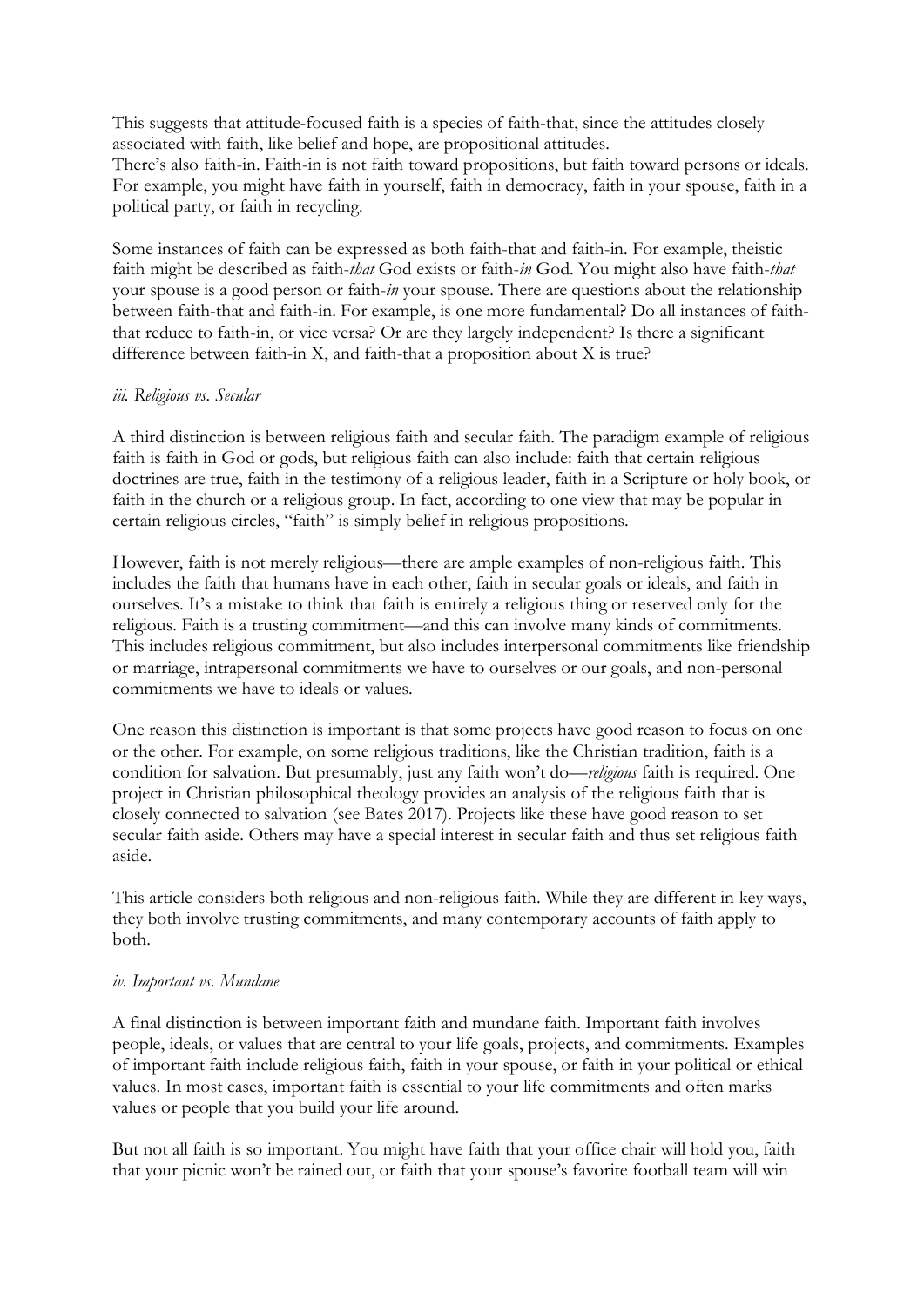This suggests that attitude-focused faith is a species of faith-that, since the attitudes closely associated with faith, like belief and hope, are propositional attitudes.

There's also faith-in. Faith-in is not faith toward propositions, but faith toward persons or ideals. For example, you might have faith in yourself, faith in democracy, faith in your spouse, faith in a political party, or faith in recycling.

Some instances of faith can be expressed as both faith-that and faith-in. For example, theistic faith might be described as faith-*that* God exists or faith-*in* God. You might also have faith-*that* your spouse is a good person or faith-*in* your spouse. There are questions about the relationship between faith-that and faith-in. For example, is one more fundamental? Do all instances of faith-that reduce to faith-in, or vice versa? Or are they largely independent? Is there a significant difference between faith-in X, and faith-that a proposition about X is true?

#### *iii. Religious vs. Secular*

A third distinction is between religious faith and secular faith. The paradigm example of religious faith is faith in God or gods, but religious faith can also include: faith that certain religious doctrines are true, faith in the testimony of a religious leader, faith in a Scripture or holy book, or faith in the church or a religious group. In fact, according to one view that may be popular in certain religious circles, "faith" is simply belief in religious propositions.

However, faith is not merely religious—there are ample examples of non-religious faith. This includes the faith that humans have in each other, faith in secular goals or ideals, and faith in ourselves. It's a mistake to think that faith is entirely a religious thing or reserved only for the religious. Faith is a trusting commitment—and this can involve many kinds of commitments. This includes religious commitment, but also includes interpersonal commitments like friendship or marriage, intrapersonal commitments we have to ourselves or our goals, and non-personal commitments we have to ideals or values.

One reason this distinction is important is that some projects have good reason to focus on one or the other. For example, on some religious traditions, like the Christian tradition, faith is a condition for salvation. But presumably, just any faith won't do—*religious* faith is required. One project in Christian philosophical theology provides an analysis of the religious faith that is closely connected to salvation (see Bates 2017). Projects like these have good reason to set secular faith aside. Others may have a special interest in secular faith and thus set religious faith aside.

This article considers both religious and non-religious faith. While they are different in key ways, they both involve trusting commitments, and many contemporary accounts of faith apply to both.

#### *iv. Important vs. Mundane*

A final distinction is between important faith and mundane faith. Important faith involves people, ideals, or values that are central to your life goals, projects, and commitments. Examples of important faith include religious faith, faith in your spouse, or faith in your political or ethical values. In most cases, important faith is essential to your life commitments and often marks values or people that you build your life around.

But not all faith is so important. You might have faith that your office chair will hold you, faith that your picnic won't be rained out, or faith that your spouse's favorite football team will win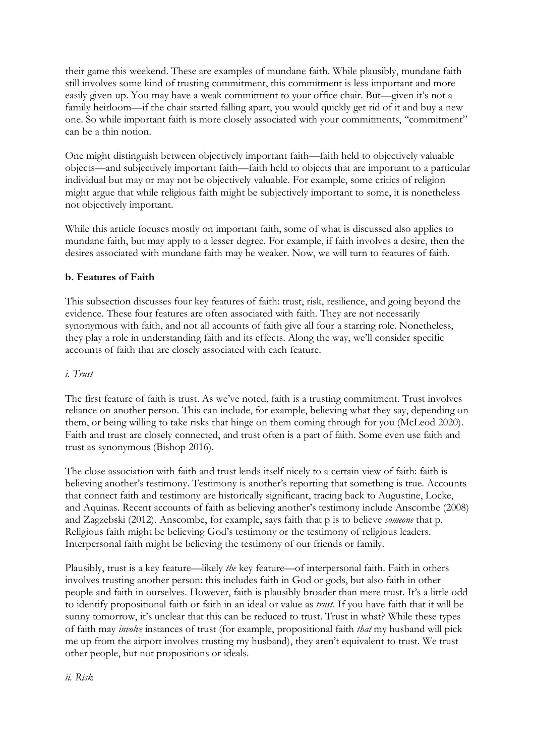their game this weekend. These are examples of mundane faith. While plausibly, mundane faith still involves some kind of trusting commitment, this commitment is less important and more easily given up. You may have a weak commitment to your office chair. But—given it's not a family heirloom—if the chair started falling apart, you would quickly get rid of it and buy a new one. So while important faith is more closely associated with your commitments, "commitment" can be a thin notion.

One might distinguish between objectively important faith—faith held to objectively valuable objects—and subjectively important faith—faith held to objects that are important to a particular individual but may or may not be objectively valuable. For example, some critics of religion might argue that while religious faith might be subjectively important to some, it is nonetheless not objectively important.

While this article focuses mostly on important faith, some of what is discussed also applies to mundane faith, but may apply to a lesser degree. For example, if faith involves a desire, then the desires associated with mundane faith may be weaker. Now, we will turn to features of faith.

### b. Features of Faith

This subsection discusses four key features of faith: trust, risk, resilience, and going beyond the evidence. These four features are often associated with faith. They are not necessarily synonymous with faith, and not all accounts of faith give all four a starring role. Nonetheless, they play a role in understanding faith and its effects. Along the way, we'll consider specific accounts of faith that are closely associated with each feature.

#### *i. Trust*

The first feature of faith is trust. As we've noted, faith is a trusting commitment. Trust involves reliance on another person. This can include, for example, believing what they say, depending on them, or being willing to take risks that hinge on them coming through for you (McLeod 2020). Faith and trust are closely connected, and trust often is a part of faith. Some even use faith and trust as synonymous (Bishop 2016).

The close association with faith and trust lends itself nicely to a certain view of faith: faith is believing another's testimony. Testimony is another's reporting that something is true. Accounts that connect faith and testimony are historically significant, tracing back to Augustine, Locke, and Aquinas. Recent accounts of faith as believing another's testimony include Anscombe (2008) and Zagzebski (2012). Anscombe, for example, says faith that p is to believe *someone* that p. Religious faith might be believing God's testimony or the testimony of religious leaders. Interpersonal faith might be believing the testimony of our friends or family.

Plausibly, trust is a key feature—likely *the* key feature—of interpersonal faith. Faith in others involves trusting another person: this includes faith in God or gods, but also faith in other people and faith in ourselves. However, faith is plausibly broader than mere trust. It's a little odd to identify propositional faith or faith in an ideal or value as *trust*. If you have faith that it will be sunny tomorrow, it's unclear that this can be reduced to trust. Trust in what? While these types of faith may *involve* instances of trust (for example, propositional faith *that* my husband will pick me up from the airport involves trusting my husband), they aren't equivalent to trust. We trust other people, but not propositions or ideals.

#### *ii. Risk*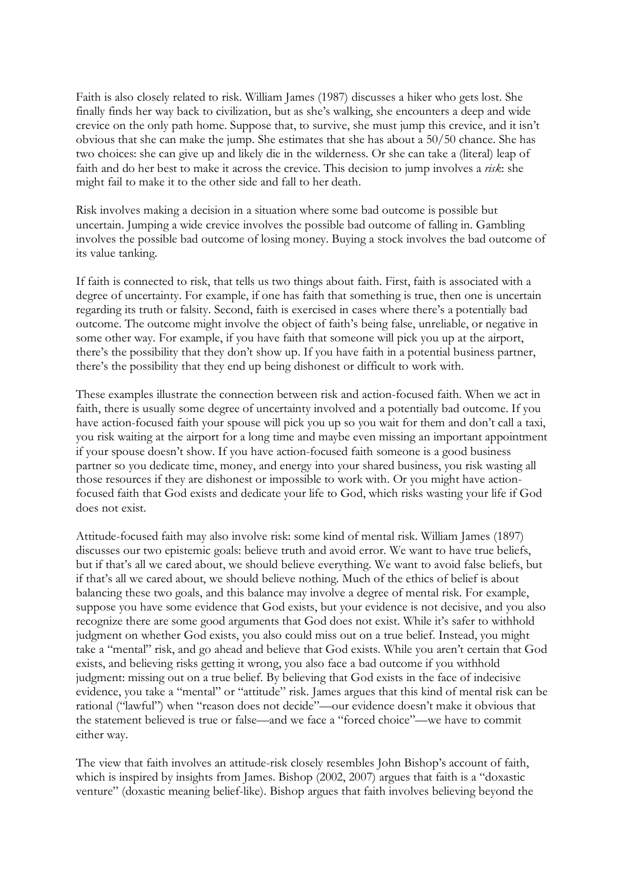Faith is also closely related to risk. William James (1987) discusses a hiker who gets lost. She finally finds her way back to civilization, but as she's walking, she encounters a deep and wide crevice on the only path home. Suppose that, to survive, she must jump this crevice, and it isn't obvious that she can make the jump. She estimates that she has about a 50/50 chance. She has two choices: she can give up and likely die in the wilderness. Or she can take a (literal) leap of faith and do her best to make it across the crevice. This decision to jump involves a *risk*: she might fail to make it to the other side and fall to her death.

Risk involves making a decision in a situation where some bad outcome is possible but uncertain. Jumping a wide crevice involves the possible bad outcome of falling in. Gambling involves the possible bad outcome of losing money. Buying a stock involves the bad outcome of its value tanking.

If faith is connected to risk, that tells us two things about faith. First, faith is associated with a degree of uncertainty. For example, if one has faith that something is true, then one is uncertain regarding its truth or falsity. Second, faith is exercised in cases where there's a potentially bad outcome. The outcome might involve the object of faith's being false, unreliable, or negative in some other way. For example, if you have faith that someone will pick you up at the airport, there's the possibility that they don't show up. If you have faith in a potential business partner, there's the possibility that they end up being dishonest or difficult to work with.

These examples illustrate the connection between risk and action-focused faith. When we act in faith, there is usually some degree of uncertainty involved and a potentially bad outcome. If you have action-focused faith your spouse will pick you up so you wait for them and don't call a taxi, you risk waiting at the airport for a long time and maybe even missing an important appointment if your spouse doesn't show. If you have action-focused faith someone is a good business partner so you dedicate time, money, and energy into your shared business, you risk wasting all those resources if they are dishonest or impossible to work with. Or you might have action-focused faith that God exists and dedicate your life to God, which risks wasting your life if God does not exist.

Attitude-focused faith may also involve risk: some kind of mental risk. William James (1897) discusses our two epistemic goals: believe truth and avoid error. We want to have true beliefs, but if that's all we cared about, we should believe everything. We want to avoid false beliefs, but if that's all we cared about, we should believe nothing. Much of the ethics of belief is about balancing these two goals, and this balance may involve a degree of mental risk. For example, suppose you have some evidence that God exists, but your evidence is not decisive, and you also recognize there are some good arguments that God does not exist. While it's safer to withhold judgment on whether God exists, you also could miss out on a true belief. Instead, you might take a "mental" risk, and go ahead and believe that God exists. While you aren't certain that God exists, and believing risks getting it wrong, you also face a bad outcome if you withhold judgment: missing out on a true belief. By believing that God exists in the face of indecisive evidence, you take a "mental" or "attitude" risk. James argues that this kind of mental risk can be rational ("lawful") when "reason does not decide"—our evidence doesn't make it obvious that the statement believed is true or false—and we face a "forced choice"—we have to commit either way.

The view that faith involves an attitude-risk closely resembles John Bishop's account of faith, which is inspired by insights from James. Bishop (2002, 2007) argues that faith is a "doxastic venture" (doxastic meaning belief-like). Bishop argues that faith involves believing beyond the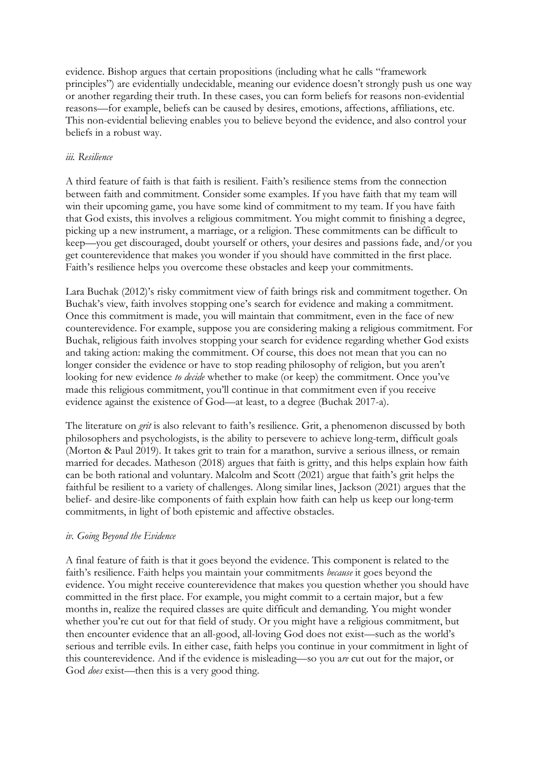evidence. Bishop argues that certain propositions (including what he calls "framework principles") are evidentially undecidable, meaning our evidence doesn't strongly push us one way or another regarding their truth. In these cases, you can form beliefs for reasons non-evidential reasons—for example, beliefs can be caused by desires, emotions, affections, affiliations, etc. This non-evidential believing enables you to believe beyond the evidence, and also control your beliefs in a robust way.

### *iii. Resilience*

A third feature of faith is that faith is resilient. Faith's resilience stems from the connection between faith and commitment. Consider some examples. If you have faith that my team will win their upcoming game, you have some kind of commitment to my team. If you have faith that God exists, this involves a religious commitment. You might commit to finishing a degree, picking up a new instrument, a marriage, or a religion. These commitments can be difficult to keep—you get discouraged, doubt yourself or others, your desires and passions fade, and/or you get counterevidence that makes you wonder if you should have committed in the first place. Faith's resilience helps you overcome these obstacles and keep your commitments.

Lara Buchak (2012)'s risky commitment view of faith brings risk and commitment together. On Buchak's view, faith involves stopping one's search for evidence and making a commitment. Once this commitment is made, you will maintain that commitment, even in the face of new counterevidence. For example, suppose you are considering making a religious commitment. For Buchak, religious faith involves stopping your search for evidence regarding whether God exists and taking action: making the commitment. Of course, this does not mean that you can no longer consider the evidence or have to stop reading philosophy of religion, but you aren't looking for new evidence *to decide* whether to make (or keep) the commitment. Once you've made this religious commitment, you'll continue in that commitment even if you receive evidence against the existence of God—at least, to a degree (Buchak 2017-a).

The literature on *grit* is also relevant to faith's resilience. Grit, a phenomenon discussed by both philosophers and psychologists, is the ability to persevere to achieve long-term, difficult goals (Morton & Paul 2019). It takes grit to train for a marathon, survive a serious illness, or remain married for decades. Matheson (2018) argues that faith is gritty, and this helps explain how faith can be both rational and voluntary. Malcolm and Scott (2021) argue that faith's grit helps the faithful be resilient to a variety of challenges. Along similar lines, Jackson (2021) argues that the belief- and desire-like components of faith explain how faith can help us keep our long-term commitments, in light of both epistemic and affective obstacles.

### *iv. Going Beyond the Evidence*

A final feature of faith is that it goes beyond the evidence. This component is related to the faith's resilience. Faith helps you maintain your commitments *because* it goes beyond the evidence. You might receive counterevidence that makes you question whether you should have committed in the first place. For example, you might commit to a certain major, but a few months in, realize the required classes are quite difficult and demanding. You might wonder whether you're cut out for that field of study. Or you might have a religious commitment, but then encounter evidence that an all-good, all-loving God does not exist—such as the world's serious and terrible evils. In either case, faith helps you continue in your commitment in light of this counterevidence. And if the evidence is misleading—so you a*re* cut out for the major, or God *does* exist—then this is a very good thing.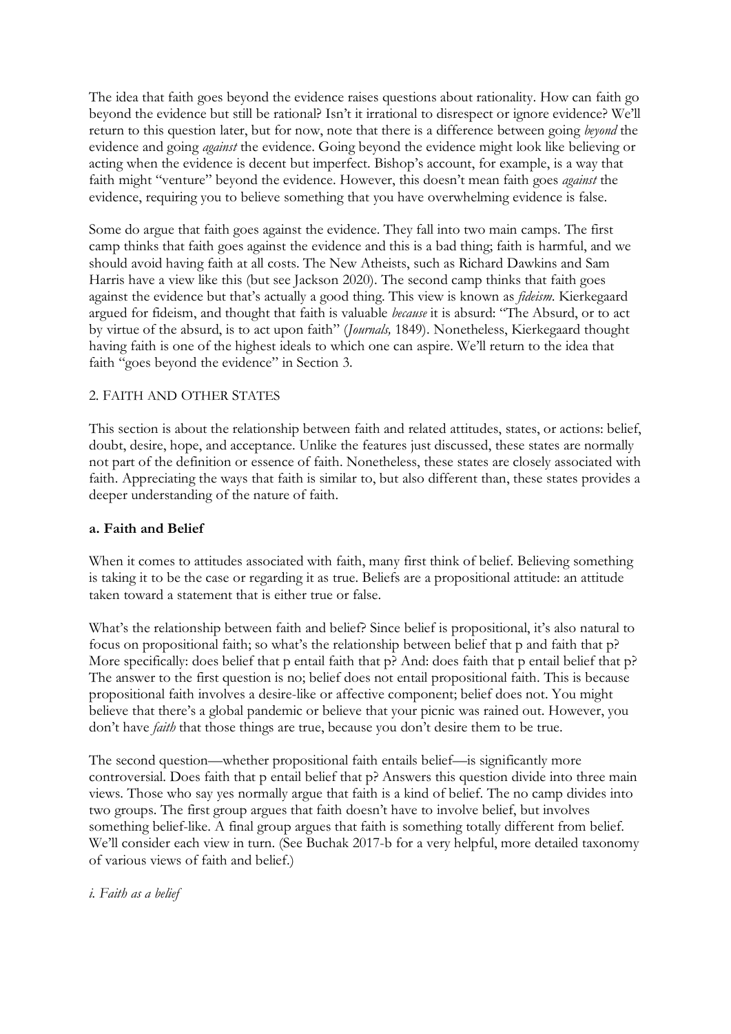The idea that faith goes beyond the evidence raises questions about rationality. How can faith go beyond the evidence but still be rational? Isn't it irrational to disrespect or ignore evidence? We'll return to this question later, but for now, note that there is a difference between going *beyond* the evidence and going *against* the evidence. Going beyond the evidence might look like believing or acting when the evidence is decent but imperfect. Bishop's account, for example, is a way that faith might "venture" beyond the evidence. However, this doesn't mean faith goes *against* the evidence, requiring you to believe something that you have overwhelming evidence is false.

Some do argue that faith goes against the evidence. They fall into two main camps. The first camp thinks that faith goes against the evidence and this is a bad thing; faith is harmful, and we should avoid having faith at all costs. The New Atheists, such as Richard Dawkins and Sam Harris have a view like this (but see Jackson 2020). The second camp thinks that faith goes against the evidence but that's actually a good thing. This view is known as *fideism*. Kierkegaard argued for fideism, and thought that faith is valuable *because* it is absurd: "The Absurd, or to act by virtue of the absurd, is to act upon faith" (*Journals,* 1849). Nonetheless, Kierkegaard thought having faith is one of the highest ideals to which one can aspire. We'll return to the idea that faith "goes beyond the evidence" in Section 3.

## 2. FAITH AND OTHER STATES

This section is about the relationship between faith and related attitudes, states, or actions: belief, doubt, desire, hope, and acceptance. Unlike the features just discussed, these states are normally not part of the definition or essence of faith. Nonetheless, these states are closely associated with faith. Appreciating the ways that faith is similar to, but also different than, these states provides a deeper understanding of the nature of faith.

### a. Faith and Belief

When it comes to attitudes associated with faith, many first think of belief. Believing something is taking it to be the case or regarding it as true. Beliefs are a propositional attitude: an attitude taken toward a statement that is either true or false.

What's the relationship between faith and belief? Since belief is propositional, it's also natural to focus on propositional faith; so what's the relationship between belief that p and faith that p? More specifically: does belief that p entail faith that p? And: does faith that p entail belief that p? The answer to the first question is no; belief does not entail propositional faith. This is because propositional faith involves a desire-like or affective component; belief does not. You might believe that there's a global pandemic or believe that your picnic was rained out. However, you don't have *faith* that those things are true, because you don't desire them to be true.

The second question—whether propositional faith entails belief—is significantly more controversial. Does faith that p entail belief that p? Answers this question divide into three main views. Those who say yes normally argue that faith is a kind of belief. The no camp divides into two groups. The first group argues that faith doesn't have to involve belief, but involves something belief-like. A final group argues that faith is something totally different from belief. We'll consider each view in turn. (See Buchak 2017-b for a very helpful, more detailed taxonomy of various views of faith and belief.)

#### *i. Faith as a belief*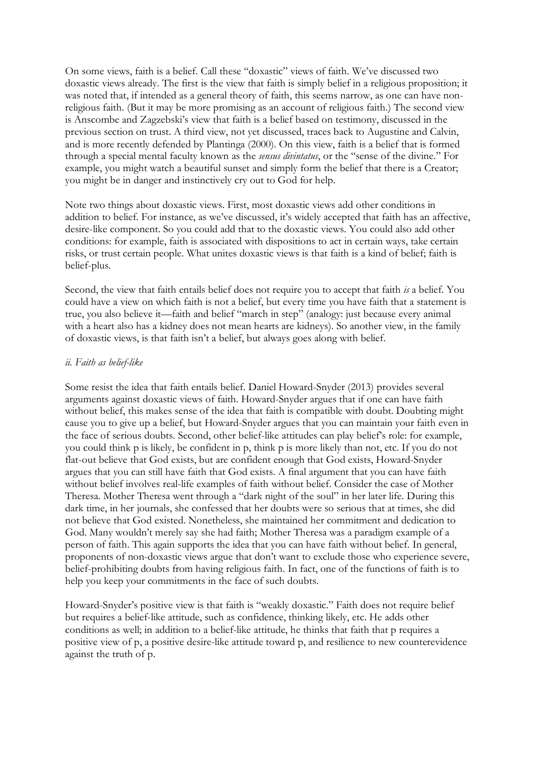On some views, faith is a belief. Call these "doxastic" views of faith. We've discussed two doxastic views already. The first is the view that faith is simply belief in a religious proposition; it was noted that, if intended as a general theory of faith, this seems narrow, as one can have non-religious faith. (But it may be more promising as an account of religious faith.) The second view is Anscombe and Zagzebski's view that faith is a belief based on testimony, discussed in the previous section on trust. A third view, not yet discussed, traces back to Augustine and Calvin, and is more recently defended by Plantinga (2000). On this view, faith is a belief that is formed through a special mental faculty known as the *sensus divintatus*, or the "sense of the divine." For example, you might watch a beautiful sunset and simply form the belief that there is a Creator; you might be in danger and instinctively cry out to God for help.

Note two things about doxastic views. First, most doxastic views add other conditions in addition to belief. For instance, as we've discussed, it's widely accepted that faith has an affective, desire-like component. So you could add that to the doxastic views. You could also add other conditions: for example, faith is associated with dispositions to act in certain ways, take certain risks, or trust certain people. What unites doxastic views is that faith is a kind of belief; faith is belief-plus.

Second, the view that faith entails belief does not require you to accept that faith *is* a belief. You could have a view on which faith is not a belief, but every time you have faith that a statement is true, you also believe it—faith and belief "march in step" (analogy: just because every animal with a heart also has a kidney does not mean hearts are kidneys). So another view, in the family of doxastic views, is that faith isn't a belief, but always goes along with belief.

*ii. Faith as belief-like*

Some resist the idea that faith entails belief. Daniel Howard-Snyder (2013) provides several arguments against doxastic views of faith. Howard-Snyder argues that if one can have faith without belief, this makes sense of the idea that faith is compatible with doubt. Doubting might cause you to give up a belief, but Howard-Snyder argues that you can maintain your faith even in the face of serious doubts. Second, other belief-like attitudes can play belief's role: for example, you could think p is likely, be confident in p, think p is more likely than not, etc. If you do not flat-out believe that God exists, but are confident enough that God exists, Howard-Snyder argues that you can still have faith that God exists. A final argument that you can have faith without belief involves real-life examples of faith without belief. Consider the case of Mother Theresa. Mother Theresa went through a "dark night of the soul" in her later life. During this dark time, in her journals, she confessed that her doubts were so serious that at times, she did not believe that God existed. Nonetheless, she maintained her commitment and dedication to God. Many wouldn't merely say she had faith; Mother Theresa was a paradigm example of a person of faith. This again supports the idea that you can have faith without belief. In general, proponents of non-doxastic views argue that don't want to exclude those who experience severe, belief-prohibiting doubts from having religious faith. In fact, one of the functions of faith is to help you keep your commitments in the face of such doubts.

Howard-Snyder's positive view is that faith is "weakly doxastic." Faith does not require belief but requires a belief-like attitude, such as confidence, thinking likely, etc. He adds other conditions as well; in addition to a belief-like attitude, he thinks that faith that p requires a positive view of p, a positive desire-like attitude toward p, and resilience to new counterevidence against the truth of p.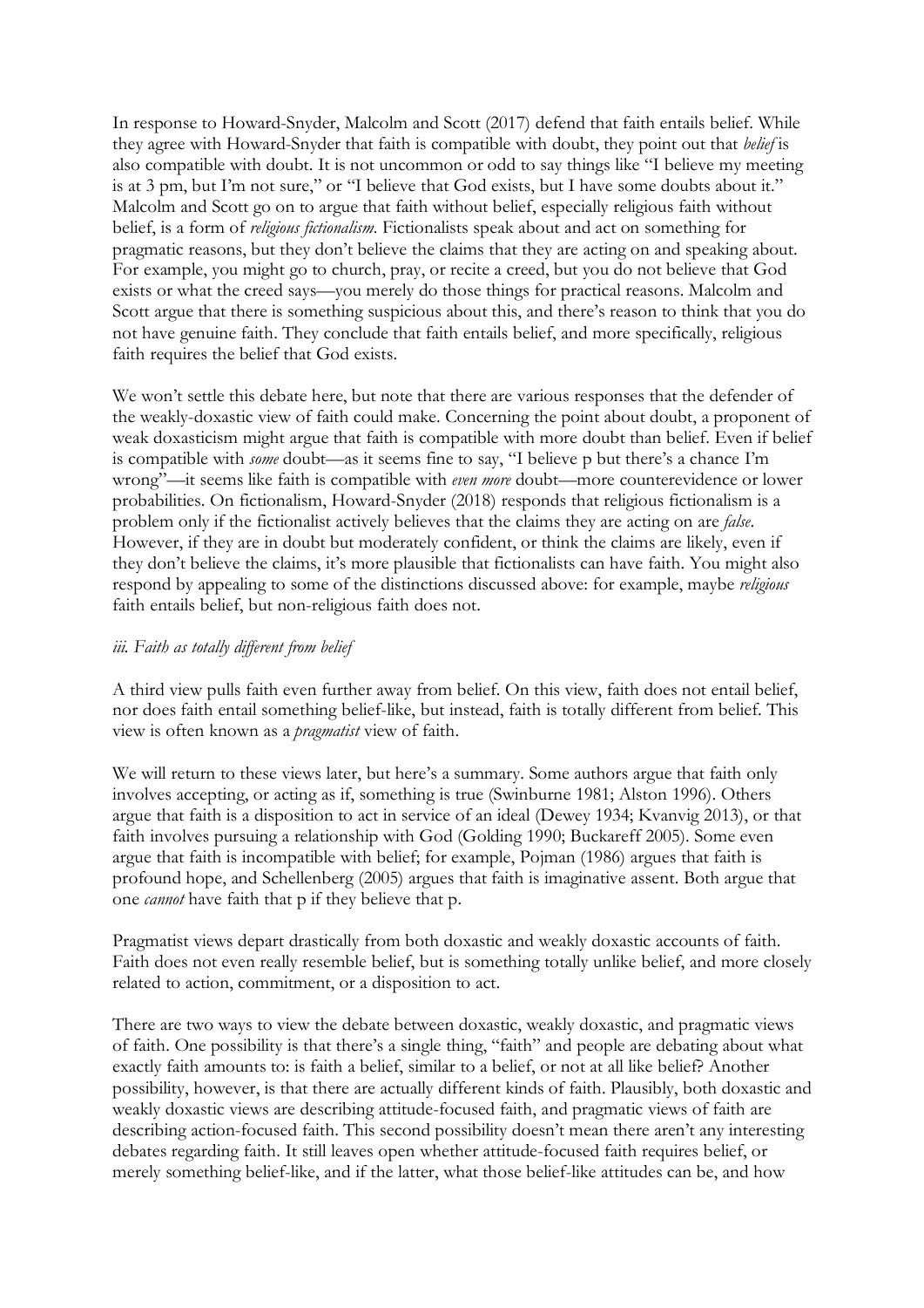In response to Howard-Snyder, Malcolm and Scott (2017) defend that faith entails belief. While they agree with Howard-Snyder that faith is compatible with doubt, they point out that *belief* is also compatible with doubt. It is not uncommon or odd to say things like "I believe my meeting is at 3 pm, but I'm not sure," or "I believe that God exists, but I have some doubts about it." Malcolm and Scott go on to argue that faith without belief, especially religious faith without belief, is a form of *religious fictionalism*. Fictionalists speak about and act on something for pragmatic reasons, but they don't believe the claims that they are acting on and speaking about. For example, you might go to church, pray, or recite a creed, but you do not believe that God exists or what the creed says—you merely do those things for practical reasons. Malcolm and Scott argue that there is something suspicious about this, and there's reason to think that you do not have genuine faith. They conclude that faith entails belief, and more specifically, religious faith requires the belief that God exists.

We won't settle this debate here, but note that there are various responses that the defender of the weakly-doxastic view of faith could make. Concerning the point about doubt, a proponent of weak doxasticism might argue that faith is compatible with more doubt than belief. Even if belief is compatible with *some* doubt—as it seems fine to say, "I believe p but there's a chance I'm wrong"—it seems like faith is compatible with *even more* doubt—more counterevidence or lower probabilities. On fictionalism, Howard-Snyder (2018) responds that religious fictionalism is a problem only if the fictionalist actively believes that the claims they are acting on are *false*. However, if they are in doubt but moderately confident, or think the claims are likely, even if they don't believe the claims, it's more plausible that fictionalists can have faith. You might also respond by appealing to some of the distinctions discussed above: for example, maybe *religious* faith entails belief, but non-religious faith does not.

### *iii. Faith as totally different from belief*

A third view pulls faith even further away from belief. On this view, faith does not entail belief, nor does faith entail something belief-like, but instead, faith is totally different from belief. This view is often known as a *pragmatist* view of faith.

We will return to these views later, but here's a summary. Some authors argue that faith only involves accepting, or acting as if, something is true (Swinburne 1981; Alston 1996). Others argue that faith is a disposition to act in service of an ideal (Dewey 1934; Kvanvig 2013), or that faith involves pursuing a relationship with God (Golding 1990; Buckareff 2005). Some even argue that faith is incompatible with belief; for example, Pojman (1986) argues that faith is profound hope, and Schellenberg (2005) argues that faith is imaginative assent. Both argue that one *cannot* have faith that p if they believe that p.

Pragmatist views depart drastically from both doxastic and weakly doxastic accounts of faith. Faith does not even really resemble belief, but is something totally unlike belief, and more closely related to action, commitment, or a disposition to act.

There are two ways to view the debate between doxastic, weakly doxastic, and pragmatic views of faith. One possibility is that there's a single thing, "faith" and people are debating about what exactly faith amounts to: is faith a belief, similar to a belief, or not at all like belief? Another possibility, however, is that there are actually different kinds of faith. Plausibly, both doxastic and weakly doxastic views are describing attitude-focused faith, and pragmatic views of faith are describing action-focused faith. This second possibility doesn't mean there aren't any interesting debates regarding faith. It still leaves open whether attitude-focused faith requires belief, or merely something belief-like, and if the latter, what those belief-like attitudes can be, and how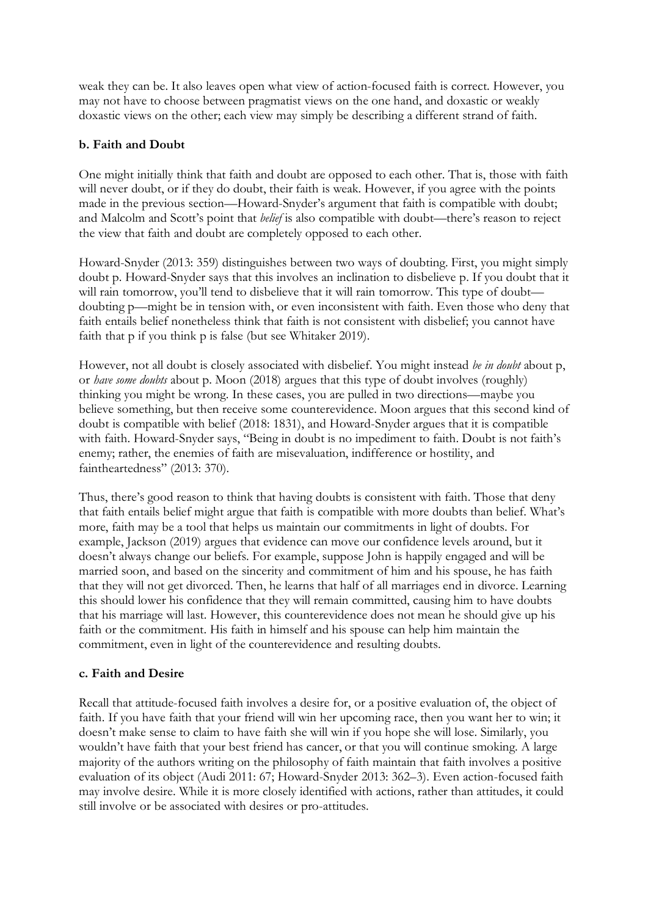weak they can be. It also leaves open what view of action-focused faith is correct. However, you may not have to choose between pragmatist views on the one hand, and doxastic or weakly doxastic views on the other; each view may simply be describing a different strand of faith.

### b. Faith and Doubt

One might initially think that faith and doubt are opposed to each other. That is, those with faith will never doubt, or if they do doubt, their faith is weak. However, if you agree with the points made in the previous section—Howard-Snyder's argument that faith is compatible with doubt; and Malcolm and Scott's point that *belief* is also compatible with doubt—there's reason to reject the view that faith and doubt are completely opposed to each other.

Howard-Snyder (2013: 359) distinguishes between two ways of doubting. First, you might simply doubt p. Howard-Snyder says that this involves an inclination to disbelieve p. If you doubt that it will rain tomorrow, you'll tend to disbelieve that it will rain tomorrow. This type of doubt—doubting p—might be in tension with, or even inconsistent with faith. Even those who deny that faith entails belief nonetheless think that faith is not consistent with disbelief; you cannot have faith that p if you think p is false (but see Whitaker 2019).

However, not all doubt is closely associated with disbelief. You might instead *be in doubt* about p, or *have some doubts* about p. Moon (2018) argues that this type of doubt involves (roughly) thinking you might be wrong. In these cases, you are pulled in two directions—maybe you believe something, but then receive some counterevidence. Moon argues that this second kind of doubt is compatible with belief (2018: 1831), and Howard-Snyder argues that it is compatible with faith. Howard-Snyder says, "Being in doubt is no impediment to faith. Doubt is not faith's enemy; rather, the enemies of faith are misevaluation, indifference or hostility, and faintheartedness" (2013: 370).

Thus, there's good reason to think that having doubts is consistent with faith. Those that deny that faith entails belief might argue that faith is compatible with more doubts than belief. What's more, faith may be a tool that helps us maintain our commitments in light of doubts. For example, Jackson (2019) argues that evidence can move our confidence levels around, but it doesn't always change our beliefs. For example, suppose John is happily engaged and will be married soon, and based on the sincerity and commitment of him and his spouse, he has faith that they will not get divorced. Then, he learns that half of all marriages end in divorce. Learning this should lower his confidence that they will remain committed, causing him to have doubts that his marriage will last. However, this counterevidence does not mean he should give up his faith or the commitment. His faith in himself and his spouse can help him maintain the commitment, even in light of the counterevidence and resulting doubts.

### c. Faith and Desire

Recall that attitude-focused faith involves a desire for, or a positive evaluation of, the object of faith. If you have faith that your friend will win her upcoming race, then you want her to win; it doesn't make sense to claim to have faith she will win if you hope she will lose. Similarly, you wouldn't have faith that your best friend has cancer, or that you will continue smoking. A large majority of the authors writing on the philosophy of faith maintain that faith involves a positive evaluation of its object (Audi 2011: 67; Howard-Snyder 2013: 362–3). Even action-focused faith may involve desire. While it is more closely identified with actions, rather than attitudes, it could still involve or be associated with desires or pro-attitudes.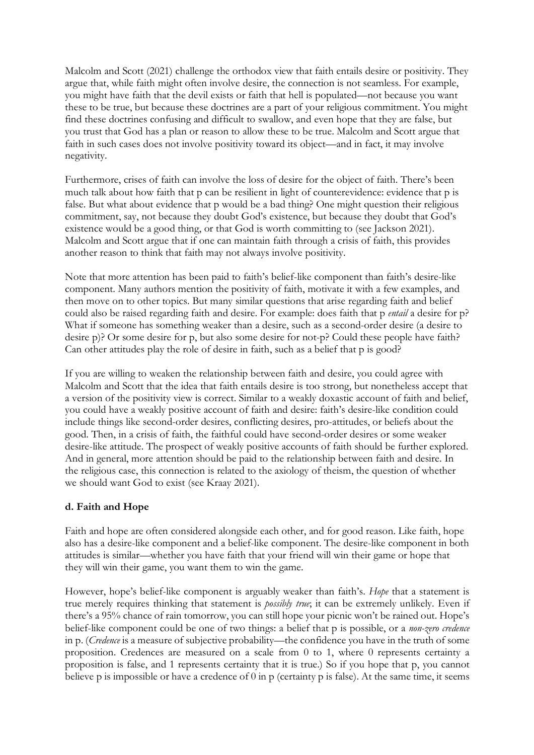Malcolm and Scott (2021) challenge the orthodox view that faith entails desire or positivity. They argue that, while faith might often involve desire, the connection is not seamless. For example, you might have faith that the devil exists or faith that hell is populated—not because you want these to be true, but because these doctrines are a part of your religious commitment. You might find these doctrines confusing and difficult to swallow, and even hope that they are false, but you trust that God has a plan or reason to allow these to be true. Malcolm and Scott argue that faith in such cases does not involve positivity toward its object—and in fact, it may involve negativity.

Furthermore, crises of faith can involve the loss of desire for the object of faith. There's been much talk about how faith that p can be resilient in light of counterevidence: evidence that p is false. But what about evidence that p would be a bad thing? One might question their religious commitment, say, not because they doubt God's existence, but because they doubt that God's existence would be a good thing, or that God is worth committing to (see Jackson 2021). Malcolm and Scott argue that if one can maintain faith through a crisis of faith, this provides another reason to think that faith may not always involve positivity.

Note that more attention has been paid to faith's belief-like component than faith's desire-like component. Many authors mention the positivity of faith, motivate it with a few examples, and then move on to other topics. But many similar questions that arise regarding faith and belief could also be raised regarding faith and desire. For example: does faith that p *entail* a desire for p? What if someone has something weaker than a desire, such as a second-order desire (a desire to desire p)? Or some desire for p, but also some desire for not-p? Could these people have faith? Can other attitudes play the role of desire in faith, such as a belief that p is good?

If you are willing to weaken the relationship between faith and desire, you could agree with Malcolm and Scott that the idea that faith entails desire is too strong, but nonetheless accept that a version of the positivity view is correct. Similar to a weakly doxastic account of faith and belief, you could have a weakly positive account of faith and desire: faith's desire-like condition could include things like second-order desires, conflicting desires, pro-attitudes, or beliefs about the good. Then, in a crisis of faith, the faithful could have second-order desires or some weaker desire-like attitude. The prospect of weakly positive accounts of faith should be further explored. And in general, more attention should be paid to the relationship between faith and desire. In the religious case, this connection is related to the axiology of theism, the question of whether we should want God to exist (see Kraay 2021).

### d. Faith and Hope

Faith and hope are often considered alongside each other, and for good reason. Like faith, hope also has a desire-like component and a belief-like component. The desire-like component in both attitudes is similar—whether you have faith that your friend will win their game or hope that they will win their game, you want them to win the game.

However, hope's belief-like component is arguably weaker than faith's. *Hope* that a statement is true merely requires thinking that statement is *possibly true*; it can be extremely unlikely. Even if there's a 95% chance of rain tomorrow, you can still hope your picnic won't be rained out. Hope's belief-like component could be one of two things: a belief that p is possible, or a *non-zero credence* in p. (*Credence* is a measure of subjective probability—the confidence you have in the truth of some proposition. Credences are measured on a scale from 0 to 1, where 0 represents certainty a proposition is false, and 1 represents certainty that it is true.) So if you hope that p, you cannot believe p is impossible or have a credence of 0 in p (certainty p is false). At the same time, it seems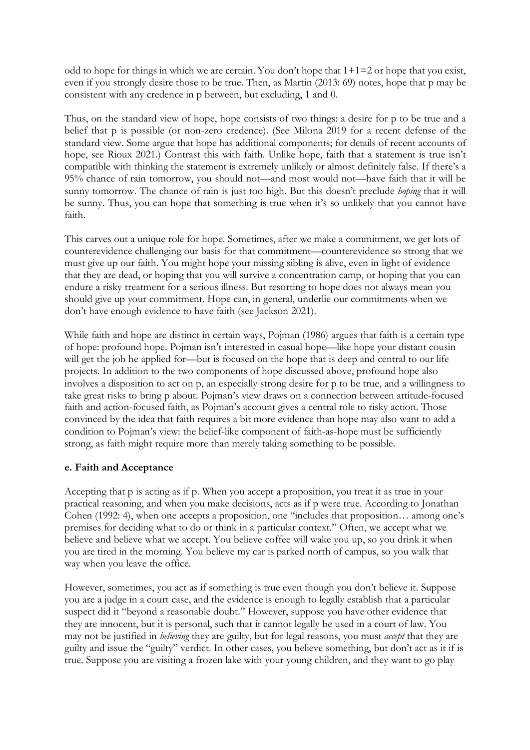odd to hope for things in which we are certain. You don't hope that 1+1=2 or hope that you exist, even if you strongly desire those to be true. Then, as Martin (2013: 69) notes, hope that p may be consistent with any credence in p between, but excluding, 1 and 0.

Thus, on the standard view of hope, hope consists of two things: a desire for p to be true and a belief that p is possible (or non-zero credence). (See Milona 2019 for a recent defense of the standard view. Some argue that hope has additional components; for details of recent accounts of hope, see Rioux 2021.) Contrast this with faith. Unlike hope, faith that a statement is true isn't compatible with thinking the statement is extremely unlikely or almost definitely false. If there's a 95% chance of rain tomorrow, you should not—and most would not—have faith that it will be sunny tomorrow. The chance of rain is just too high. But this doesn't preclude *hoping* that it will be sunny. Thus, you can hope that something is true when it's so unlikely that you cannot have faith.

This carves out a unique role for hope. Sometimes, after we make a commitment, we get lots of counterevidence challenging our basis for that commitment—counterevidence so strong that we must give up our faith. You might hope your missing sibling is alive, even in light of evidence that they are dead, or hoping that you will survive a concentration camp, or hoping that you can endure a risky treatment for a serious illness. But resorting to hope does not always mean you should give up your commitment. Hope can, in general, underlie our commitments when we don't have enough evidence to have faith (see Jackson 2021).

While faith and hope are distinct in certain ways, Pojman (1986) argues that faith is a certain type of hope: profound hope. Pojman isn't interested in casual hope—like hope your distant cousin will get the job he applied for—but is focused on the hope that is deep and central to our life projects. In addition to the two components of hope discussed above, profound hope also involves a disposition to act on p, an especially strong desire for p to be true, and a willingness to take great risks to bring p about. Pojman's view draws on a connection between attitude-focused faith and action-focused faith, as Pojman's account gives a central role to risky action. Those convinced by the idea that faith requires a bit more evidence than hope may also want to add a condition to Pojman's view: the belief-like component of faith-as-hope must be sufficiently strong, as faith might require more than merely taking something to be possible.

### e. Faith and Acceptance

Accepting that p is acting as if p. When you accept a proposition, you treat it as true in your practical reasoning, and when you make decisions, acts as if p were true. According to Jonathan Cohen (1992: 4), when one accepts a proposition, one "includes that proposition… among one's premises for deciding what to do or think in a particular context." Often, we accept what we believe and believe what we accept. You believe coffee will wake you up, so you drink it when you are tired in the morning. You believe my car is parked north of campus, so you walk that way when you leave the office.

However, sometimes, you act as if something is true even though you don't believe it. Suppose you are a judge in a court case, and the evidence is enough to legally establish that a particular suspect did it "beyond a reasonable doubt." However, suppose you have other evidence that they are innocent, but it is personal, such that it cannot legally be used in a court of law. You may not be justified in *believing* they are guilty, but for legal reasons, you must *accept* that they are guilty and issue the "guilty" verdict. In other cases, you believe something, but don't act as it if is true. Suppose you are visiting a frozen lake with your young children, and they want to go play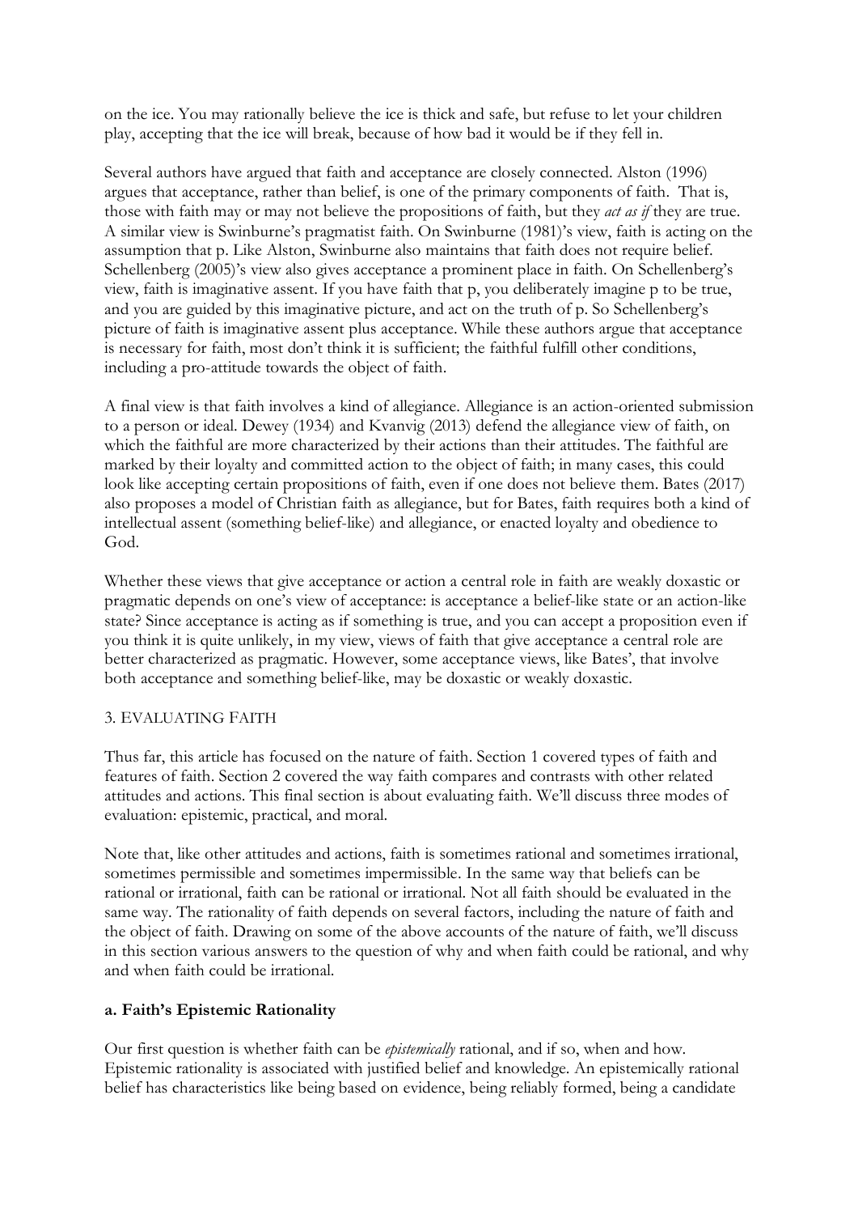on the ice. You may rationally believe the ice is thick and safe, but refuse to let your children play, accepting that the ice will break, because of how bad it would be if they fell in.

Several authors have argued that faith and acceptance are closely connected. Alston (1996) argues that acceptance, rather than belief, is one of the primary components of faith. That is, those with faith may or may not believe the propositions of faith, but they *act as if* they are true. A similar view is Swinburne's pragmatist faith. On Swinburne (1981)'s view, faith is acting on the assumption that p. Like Alston, Swinburne also maintains that faith does not require belief. Schellenberg (2005)'s view also gives acceptance a prominent place in faith. On Schellenberg's view, faith is imaginative assent. If you have faith that p, you deliberately imagine p to be true, and you are guided by this imaginative picture, and act on the truth of p. So Schellenberg's picture of faith is imaginative assent plus acceptance. While these authors argue that acceptance is necessary for faith, most don't think it is sufficient; the faithful fulfill other conditions, including a pro-attitude towards the object of faith.

A final view is that faith involves a kind of allegiance. Allegiance is an action-oriented submission to a person or ideal. Dewey (1934) and Kvanvig (2013) defend the allegiance view of faith, on which the faithful are more characterized by their actions than their attitudes. The faithful are marked by their loyalty and committed action to the object of faith; in many cases, this could look like accepting certain propositions of faith, even if one does not believe them. Bates (2017) also proposes a model of Christian faith as allegiance, but for Bates, faith requires both a kind of intellectual assent (something belief-like) and allegiance, or enacted loyalty and obedience to God.

Whether these views that give acceptance or action a central role in faith are weakly doxastic or pragmatic depends on one's view of acceptance: is acceptance a belief-like state or an action-like state? Since acceptance is acting as if something is true, and you can accept a proposition even if you think it is quite unlikely, in my view, views of faith that give acceptance a central role are better characterized as pragmatic. However, some acceptance views, like Bates', that involve both acceptance and something belief-like, may be doxastic or weakly doxastic.

## 3. EVALUATING FAITH

Thus far, this article has focused on the nature of faith. Section 1 covered types of faith and features of faith. Section 2 covered the way faith compares and contrasts with other related attitudes and actions. This final section is about evaluating faith. We'll discuss three modes of evaluation: epistemic, practical, and moral.

Note that, like other attitudes and actions, faith is sometimes rational and sometimes irrational, sometimes permissible and sometimes impermissible. In the same way that beliefs can be rational or irrational, faith can be rational or irrational. Not all faith should be evaluated in the same way. The rationality of faith depends on several factors, including the nature of faith and the object of faith. Drawing on some of the above accounts of the nature of faith, we'll discuss in this section various answers to the question of why and when faith could be rational, and why and when faith could be irrational.

### a. Faith's Epistemic Rationality

Our first question is whether faith can be *epistemically* rational, and if so, when and how. Epistemic rationality is associated with justified belief and knowledge. An epistemically rational belief has characteristics like being based on evidence, being reliably formed, being a candidate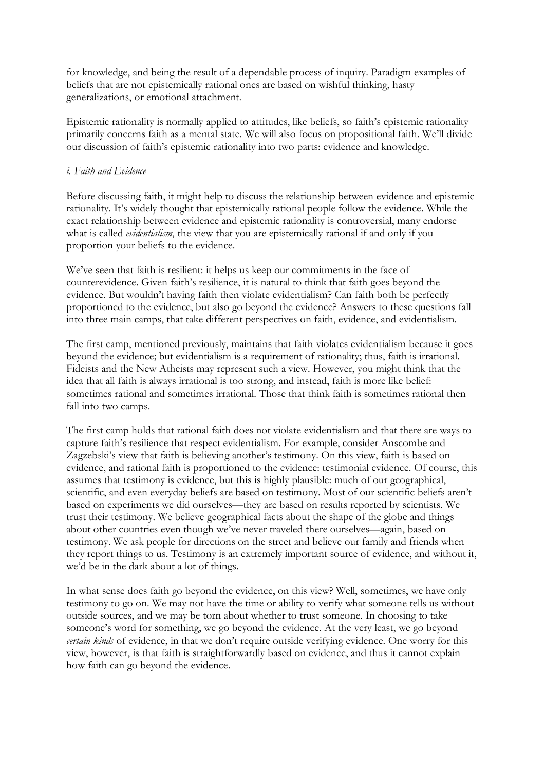for knowledge, and being the result of a dependable process of inquiry. Paradigm examples of beliefs that are not epistemically rational ones are based on wishful thinking, hasty generalizations, or emotional attachment.

Epistemic rationality is normally applied to attitudes, like beliefs, so faith's epistemic rationality primarily concerns faith as a mental state. We will also focus on propositional faith. We'll divide our discussion of faith's epistemic rationality into two parts: evidence and knowledge.

*i. Faith and Evidence*

Before discussing faith, it might help to discuss the relationship between evidence and epistemic rationality. It's widely thought that epistemically rational people follow the evidence. While the exact relationship between evidence and epistemic rationality is controversial, many endorse what is called *evidentialism*, the view that you are epistemically rational if and only if you proportion your beliefs to the evidence.

We've seen that faith is resilient: it helps us keep our commitments in the face of counterevidence. Given faith's resilience, it is natural to think that faith goes beyond the evidence. But wouldn't having faith then violate evidentialism? Can faith both be perfectly proportioned to the evidence, but also go beyond the evidence? Answers to these questions fall into three main camps, that take different perspectives on faith, evidence, and evidentialism.

The first camp, mentioned previously, maintains that faith violates evidentialism because it goes beyond the evidence; but evidentialism is a requirement of rationality; thus, faith is irrational. Fideists and the New Atheists may represent such a view. However, you might think that the idea that all faith is always irrational is too strong, and instead, faith is more like belief: sometimes rational and sometimes irrational. Those that think faith is sometimes rational then fall into two camps.

The first camp holds that rational faith does not violate evidentialism and that there are ways to capture faith's resilience that respect evidentialism. For example, consider Anscombe and Zagzebski's view that faith is believing another's testimony. On this view, faith is based on evidence, and rational faith is proportioned to the evidence: testimonial evidence. Of course, this assumes that testimony is evidence, but this is highly plausible: much of our geographical, scientific, and even everyday beliefs are based on testimony. Most of our scientific beliefs aren't based on experiments we did ourselves—they are based on results reported by scientists. We trust their testimony. We believe geographical facts about the shape of the globe and things about other countries even though we've never traveled there ourselves—again, based on testimony. We ask people for directions on the street and believe our family and friends when they report things to us. Testimony is an extremely important source of evidence, and without it, we'd be in the dark about a lot of things.

In what sense does faith go beyond the evidence, on this view? Well, sometimes, we have only testimony to go on. We may not have the time or ability to verify what someone tells us without outside sources, and we may be torn about whether to trust someone. In choosing to take someone's word for something, we go beyond the evidence. At the very least, we go beyond *certain kinds* of evidence, in that we don't require outside verifying evidence. One worry for this view, however, is that faith is straightforwardly based on evidence, and thus it cannot explain how faith can go beyond the evidence.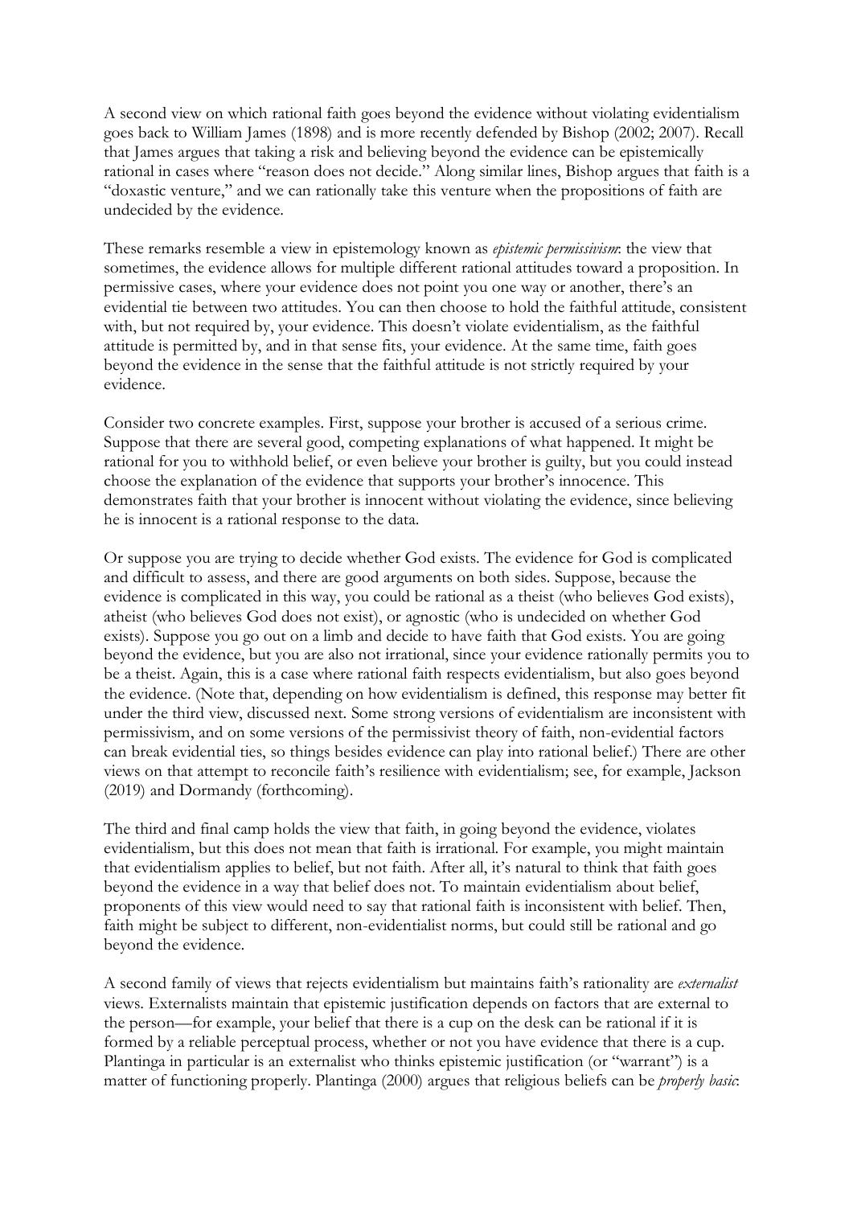A second view on which rational faith goes beyond the evidence without violating evidentialism goes back to William James (1898) and is more recently defended by Bishop (2002; 2007). Recall that James argues that taking a risk and believing beyond the evidence can be epistemically rational in cases where "reason does not decide." Along similar lines, Bishop argues that faith is a "doxastic venture," and we can rationally take this venture when the propositions of faith are undecided by the evidence.

These remarks resemble a view in epistemology known as *epistemic permissivism*: the view that sometimes, the evidence allows for multiple different rational attitudes toward a proposition. In permissive cases, where your evidence does not point you one way or another, there's an evidential tie between two attitudes. You can then choose to hold the faithful attitude, consistent with, but not required by, your evidence. This doesn't violate evidentialism, as the faithful attitude is permitted by, and in that sense fits, your evidence. At the same time, faith goes beyond the evidence in the sense that the faithful attitude is not strictly required by your evidence.

Consider two concrete examples. First, suppose your brother is accused of a serious crime. Suppose that there are several good, competing explanations of what happened. It might be rational for you to withhold belief, or even believe your brother is guilty, but you could instead choose the explanation of the evidence that supports your brother's innocence. This demonstrates faith that your brother is innocent without violating the evidence, since believing he is innocent is a rational response to the data.

Or suppose you are trying to decide whether God exists. The evidence for God is complicated and difficult to assess, and there are good arguments on both sides. Suppose, because the evidence is complicated in this way, you could be rational as a theist (who believes God exists), atheist (who believes God does not exist), or agnostic (who is undecided on whether God exists). Suppose you go out on a limb and decide to have faith that God exists. You are going beyond the evidence, but you are also not irrational, since your evidence rationally permits you to be a theist. Again, this is a case where rational faith respects evidentialism, but also goes beyond the evidence. (Note that, depending on how evidentialism is defined, this response may better fit under the third view, discussed next. Some strong versions of evidentialism are inconsistent with permissivism, and on some versions of the permissivist theory of faith, non-evidential factors can break evidential ties, so things besides evidence can play into rational belief.) There are other views on that attempt to reconcile faith's resilience with evidentialism; see, for example, Jackson (2019) and Dormandy (forthcoming).

The third and final camp holds the view that faith, in going beyond the evidence, violates evidentialism, but this does not mean that faith is irrational. For example, you might maintain that evidentialism applies to belief, but not faith. After all, it's natural to think that faith goes beyond the evidence in a way that belief does not. To maintain evidentialism about belief, proponents of this view would need to say that rational faith is inconsistent with belief. Then, faith might be subject to different, non-evidentialist norms, but could still be rational and go beyond the evidence.

A second family of views that rejects evidentialism but maintains faith's rationality are *externalist* views. Externalists maintain that epistemic justification depends on factors that are external to the person—for example, your belief that there is a cup on the desk can be rational if it is formed by a reliable perceptual process, whether or not you have evidence that there is a cup. Plantinga in particular is an externalist who thinks epistemic justification (or "warrant") is a matter of functioning properly. Plantinga (2000) argues that religious beliefs can be *properly basic*: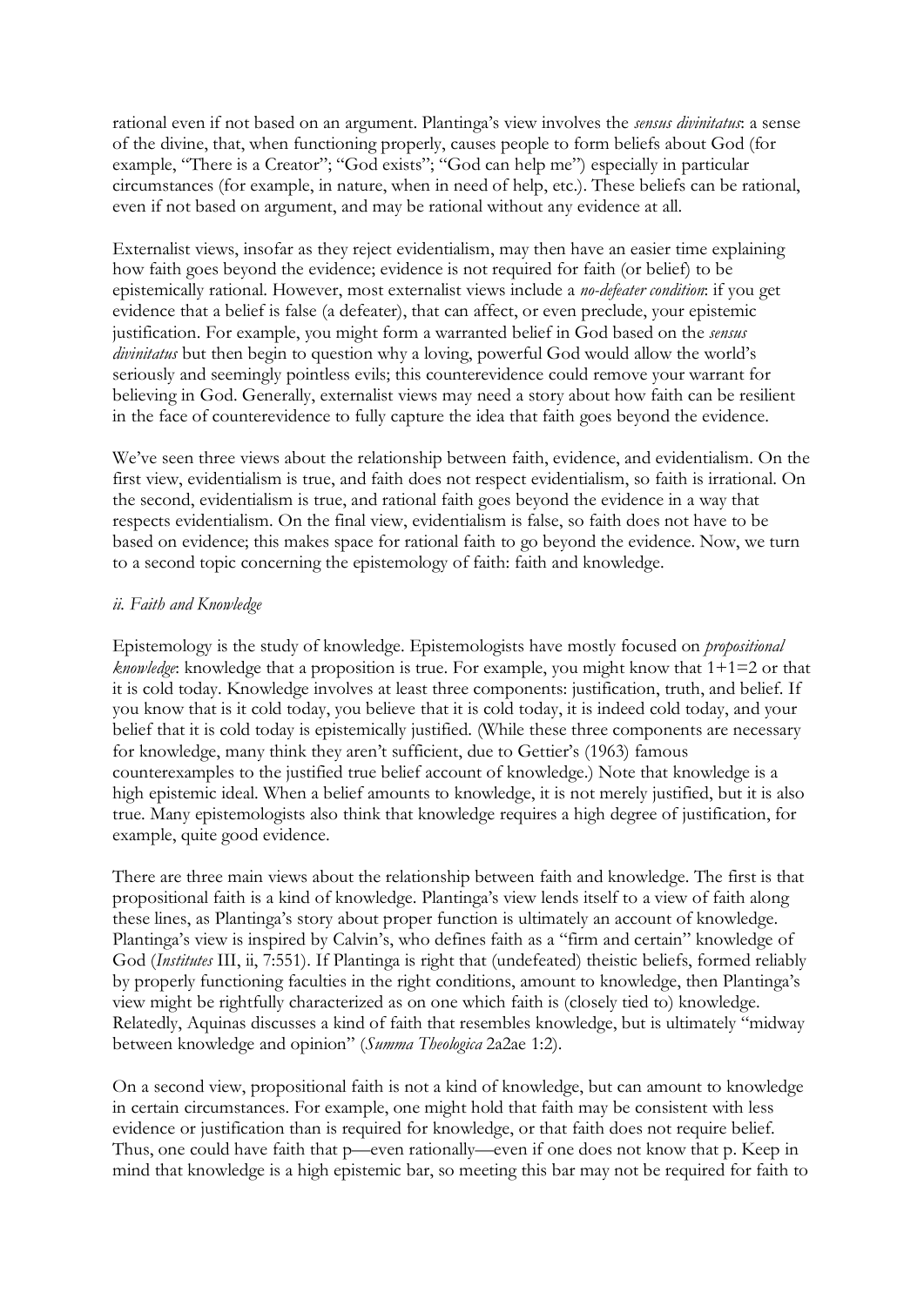rational even if not based on an argument. Plantinga's view involves the *sensus divinitatus*: a sense of the divine, that, when functioning properly, causes people to form beliefs about God (for example, "There is a Creator"; "God exists"; "God can help me") especially in particular circumstances (for example, in nature, when in need of help, etc.). These beliefs can be rational, even if not based on argument, and may be rational without any evidence at all.

Externalist views, insofar as they reject evidentialism, may then have an easier time explaining how faith goes beyond the evidence; evidence is not required for faith (or belief) to be epistemically rational. However, most externalist views include a *no-defeater condition*: if you get evidence that a belief is false (a defeater), that can affect, or even preclude, your epistemic justification. For example, you might form a warranted belief in God based on the *sensus divinitatus* but then begin to question why a loving, powerful God would allow the world's seriously and seemingly pointless evils; this counterevidence could remove your warrant for believing in God. Generally, externalist views may need a story about how faith can be resilient in the face of counterevidence to fully capture the idea that faith goes beyond the evidence.

We've seen three views about the relationship between faith, evidence, and evidentialism. On the first view, evidentialism is true, and faith does not respect evidentialism, so faith is irrational. On the second, evidentialism is true, and rational faith goes beyond the evidence in a way that respects evidentialism. On the final view, evidentialism is false, so faith does not have to be based on evidence; this makes space for rational faith to go beyond the evidence. Now, we turn to a second topic concerning the epistemology of faith: faith and knowledge.

### *ii. Faith and Knowledge*

Epistemology is the study of knowledge. Epistemologists have mostly focused on *propositional knowledge*: knowledge that a proposition is true. For example, you might know that 1+1=2 or that it is cold today. Knowledge involves at least three components: justification, truth, and belief. If you know that is it cold today, you believe that it is cold today, it is indeed cold today, and your belief that it is cold today is epistemically justified. (While these three components are necessary for knowledge, many think they aren't sufficient, due to Gettier's (1963) famous counterexamples to the justified true belief account of knowledge.) Note that knowledge is a high epistemic ideal. When a belief amounts to knowledge, it is not merely justified, but it is also true. Many epistemologists also think that knowledge requires a high degree of justification, for example, quite good evidence.

There are three main views about the relationship between faith and knowledge. The first is that propositional faith is a kind of knowledge. Plantinga's view lends itself to a view of faith along these lines, as Plantinga's story about proper function is ultimately an account of knowledge. Plantinga's view is inspired by Calvin's, who defines faith as a "firm and certain" knowledge of God (*Institutes* III, ii, 7:551). If Plantinga is right that (undefeated) theistic beliefs, formed reliably by properly functioning faculties in the right conditions, amount to knowledge, then Plantinga's view might be rightfully characterized as on one which faith is (closely tied to) knowledge. Relatedly, Aquinas discusses a kind of faith that resembles knowledge, but is ultimately "midway between knowledge and opinion" (*Summa Theologica* 2a2ae 1:2).

On a second view, propositional faith is not a kind of knowledge, but can amount to knowledge in certain circumstances. For example, one might hold that faith may be consistent with less evidence or justification than is required for knowledge, or that faith does not require belief. Thus, one could have faith that p—even rationally—even if one does not know that p. Keep in mind that knowledge is a high epistemic bar, so meeting this bar may not be required for faith to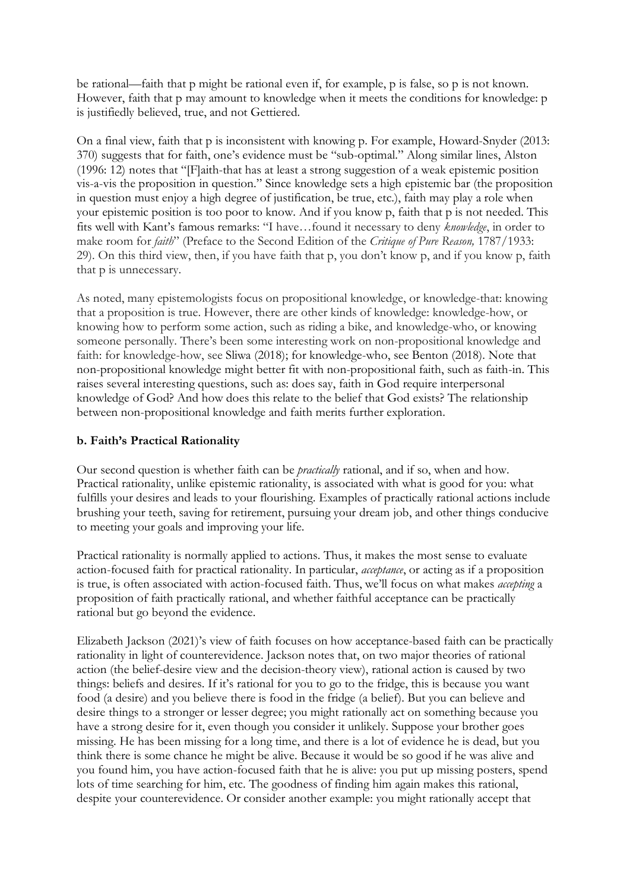be rational—faith that p might be rational even if, for example, p is false, so p is not known. However, faith that p may amount to knowledge when it meets the conditions for knowledge: p is justifiedly believed, true, and not Gettiered.

On a final view, faith that p is inconsistent with knowing p. For example, Howard-Snyder (2013: 370) suggests that for faith, one's evidence must be "sub-optimal." Along similar lines, Alston (1996: 12) notes that "[F]aith-that has at least a strong suggestion of a weak epistemic position vis-a-vis the proposition in question." Since knowledge sets a high epistemic bar (the proposition in question must enjoy a high degree of justification, be true, etc.), faith may play a role when your epistemic position is too poor to know. And if you know p, faith that p is not needed. This fits well with Kant's famous remarks: "I have…found it necessary to deny *knowledge*, in order to make room for *faith*" (Preface to the Second Edition of the *Critique of Pure Reason,* 1787/1933: 29). On this third view, then, if you have faith that p, you don't know p, and if you know p, faith that p is unnecessary.

As noted, many epistemologists focus on propositional knowledge, or knowledge-that: knowing that a proposition is true. However, there are other kinds of knowledge: knowledge-how, or knowing how to perform some action, such as riding a bike, and knowledge-who, or knowing someone personally. There's been some interesting work on non-propositional knowledge and faith: for knowledge-how, see Sliwa (2018); for knowledge-who, see Benton (2018). Note that non-propositional knowledge might better fit with non-propositional faith, such as faith-in. This raises several interesting questions, such as: does say, faith in God require interpersonal knowledge of God? And how does this relate to the belief that God exists? The relationship between non-propositional knowledge and faith merits further exploration.

### b. Faith's Practical Rationality

Our second question is whether faith can be *practically* rational, and if so, when and how. Practical rationality, unlike epistemic rationality, is associated with what is good for you: what fulfills your desires and leads to your flourishing. Examples of practically rational actions include brushing your teeth, saving for retirement, pursuing your dream job, and other things conducive to meeting your goals and improving your life.

Practical rationality is normally applied to actions. Thus, it makes the most sense to evaluate action-focused faith for practical rationality. In particular, *acceptance*, or acting as if a proposition is true, is often associated with action-focused faith. Thus, we'll focus on what makes *accepting* a proposition of faith practically rational, and whether faithful acceptance can be practically rational but go beyond the evidence.

Elizabeth Jackson (2021)'s view of faith focuses on how acceptance-based faith can be practically rationality in light of counterevidence. Jackson notes that, on two major theories of rational action (the belief-desire view and the decision-theory view), rational action is caused by two things: beliefs and desires. If it's rational for you to go to the fridge, this is because you want food (a desire) and you believe there is food in the fridge (a belief). But you can believe and desire things to a stronger or lesser degree; you might rationally act on something because you have a strong desire for it, even though you consider it unlikely. Suppose your brother goes missing. He has been missing for a long time, and there is a lot of evidence he is dead, but you think there is some chance he might be alive. Because it would be so good if he was alive and you found him, you have action-focused faith that he is alive: you put up missing posters, spend lots of time searching for him, etc. The goodness of finding him again makes this rational, despite your counterevidence. Or consider another example: you might rationally accept that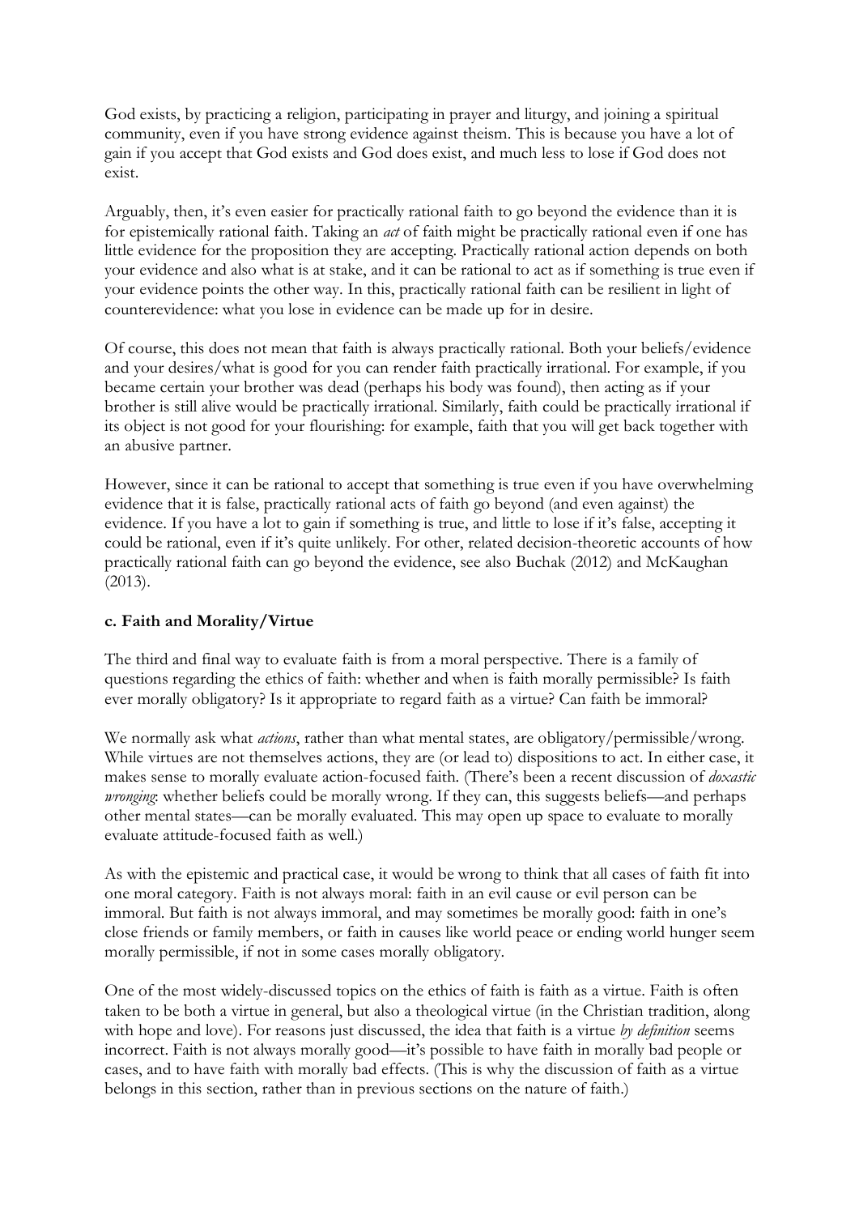God exists, by practicing a religion, participating in prayer and liturgy, and joining a spiritual community, even if you have strong evidence against theism. This is because you have a lot of gain if you accept that God exists and God does exist, and much less to lose if God does not exist.

Arguably, then, it's even easier for practically rational faith to go beyond the evidence than it is for epistemically rational faith. Taking an *act* of faith might be practically rational even if one has little evidence for the proposition they are accepting. Practically rational action depends on both your evidence and also what is at stake, and it can be rational to act as if something is true even if your evidence points the other way. In this, practically rational faith can be resilient in light of counterevidence: what you lose in evidence can be made up for in desire.

Of course, this does not mean that faith is always practically rational. Both your beliefs/evidence and your desires/what is good for you can render faith practically irrational. For example, if you became certain your brother was dead (perhaps his body was found), then acting as if your brother is still alive would be practically irrational. Similarly, faith could be practically irrational if its object is not good for your flourishing: for example, faith that you will get back together with an abusive partner.

However, since it can be rational to accept that something is true even if you have overwhelming evidence that it is false, practically rational acts of faith go beyond (and even against) the evidence. If you have a lot to gain if something is true, and little to lose if it's false, accepting it could be rational, even if it's quite unlikely. For other, related decision-theoretic accounts of how practically rational faith can go beyond the evidence, see also Buchak (2012) and McKaughan (2013).

### c. Faith and Morality/Virtue

The third and final way to evaluate faith is from a moral perspective. There is a family of questions regarding the ethics of faith: whether and when is faith morally permissible? Is faith ever morally obligatory? Is it appropriate to regard faith as a virtue? Can faith be immoral?

We normally ask what *actions*, rather than what mental states, are obligatory/permissible/wrong. While virtues are not themselves actions, they are (or lead to) dispositions to act. In either case, it makes sense to morally evaluate action-focused faith. (There's been a recent discussion of *doxastic wronging*: whether beliefs could be morally wrong. If they can, this suggests beliefs—and perhaps other mental states—can be morally evaluated. This may open up space to evaluate to morally evaluate attitude-focused faith as well.)

As with the epistemic and practical case, it would be wrong to think that all cases of faith fit into one moral category. Faith is not always moral: faith in an evil cause or evil person can be immoral. But faith is not always immoral, and may sometimes be morally good: faith in one's close friends or family members, or faith in causes like world peace or ending world hunger seem morally permissible, if not in some cases morally obligatory.

One of the most widely-discussed topics on the ethics of faith is faith as a virtue. Faith is often taken to be both a virtue in general, but also a theological virtue (in the Christian tradition, along with hope and love). For reasons just discussed, the idea that faith is a virtue *by definition* seems incorrect. Faith is not always morally good—it's possible to have faith in morally bad people or cases, and to have faith with morally bad effects. (This is why the discussion of faith as a virtue belongs in this section, rather than in previous sections on the nature of faith.)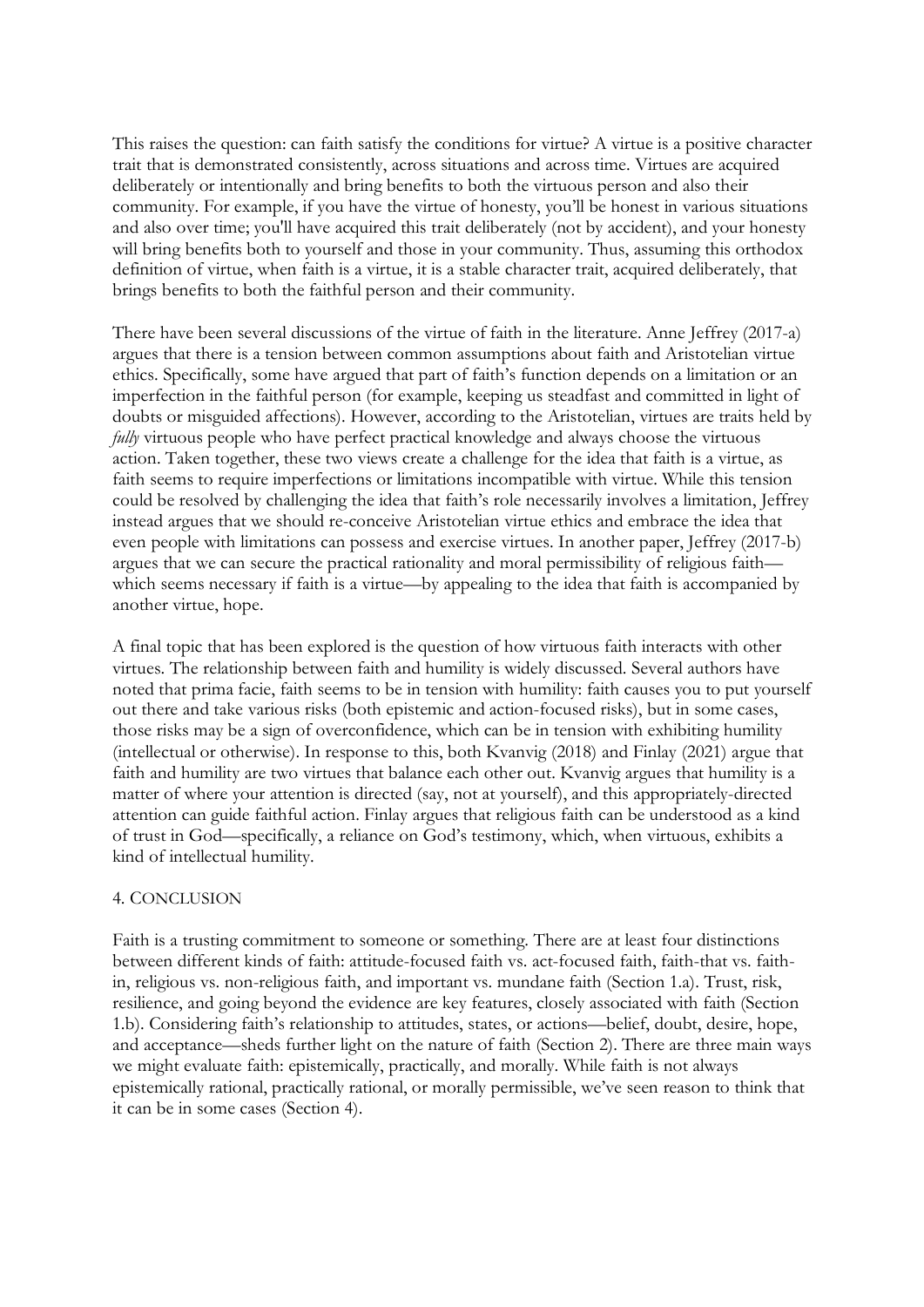This raises the question: can faith satisfy the conditions for virtue? A virtue is a positive character trait that is demonstrated consistently, across situations and across time. Virtues are acquired deliberately or intentionally and bring benefits to both the virtuous person and also their community. For example, if you have the virtue of honesty, you'll be honest in various situations and also over time; you'll have acquired this trait deliberately (not by accident), and your honesty will bring benefits both to yourself and those in your community. Thus, assuming this orthodox definition of virtue, when faith is a virtue, it is a stable character trait, acquired deliberately, that brings benefits to both the faithful person and their community.

There have been several discussions of the virtue of faith in the literature. Anne Jeffrey (2017-a) argues that there is a tension between common assumptions about faith and Aristotelian virtue ethics. Specifically, some have argued that part of faith's function depends on a limitation or an imperfection in the faithful person (for example, keeping us steadfast and committed in light of doubts or misguided affections). However, according to the Aristotelian, virtues are traits held by *fully* virtuous people who have perfect practical knowledge and always choose the virtuous action. Taken together, these two views create a challenge for the idea that faith is a virtue, as faith seems to require imperfections or limitations incompatible with virtue. While this tension could be resolved by challenging the idea that faith's role necessarily involves a limitation, Jeffrey instead argues that we should re-conceive Aristotelian virtue ethics and embrace the idea that even people with limitations can possess and exercise virtues. In another paper, Jeffrey (2017-b) argues that we can secure the practical rationality and moral permissibility of religious faith—which seems necessary if faith is a virtue—by appealing to the idea that faith is accompanied by another virtue, hope.

A final topic that has been explored is the question of how virtuous faith interacts with other virtues. The relationship between faith and humility is widely discussed. Several authors have noted that prima facie, faith seems to be in tension with humility: faith causes you to put yourself out there and take various risks (both epistemic and action-focused risks), but in some cases, those risks may be a sign of overconfidence, which can be in tension with exhibiting humility (intellectual or otherwise). In response to this, both Kvanvig (2018) and Finlay (2021) argue that faith and humility are two virtues that balance each other out. Kvanvig argues that humility is a matter of where your attention is directed (say, not at yourself), and this appropriately-directed attention can guide faithful action. Finlay argues that religious faith can be understood as a kind of trust in God—specifically, a reliance on God's testimony, which, when virtuous, exhibits a kind of intellectual humility.

## 4. CONCLUSION

Faith is a trusting commitment to someone or something. There are at least four distinctions between different kinds of faith: attitude-focused faith vs. act-focused faith, faith-that vs. faith-in, religious vs. non-religious faith, and important vs. mundane faith (Section 1.a). Trust, risk, resilience, and going beyond the evidence are key features, closely associated with faith (Section 1.b). Considering faith's relationship to attitudes, states, or actions—belief, doubt, desire, hope, and acceptance—sheds further light on the nature of faith (Section 2). There are three main ways we might evaluate faith: epistemically, practically, and morally. While faith is not always epistemically rational, practically rational, or morally permissible, we've seen reason to think that it can be in some cases (Section 4).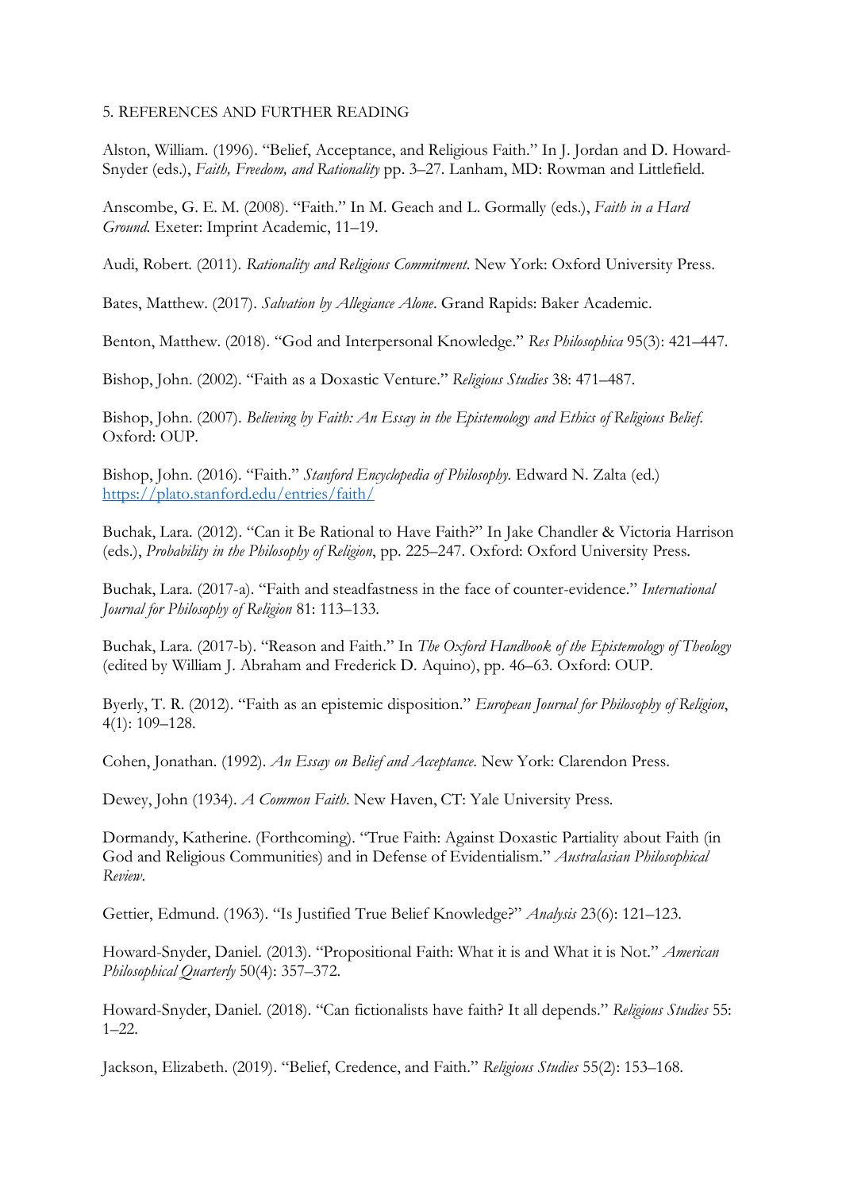## 5. References and Further Reading

Alston, William. (1996). "Belief, Acceptance, and Religious Faith." In J. Jordan and D. Howard-Snyder (eds.), *Faith, Freedom, and Rationality* pp. 3–27. Lanham, MD: Rowman and Littlefield.

Anscombe, G. E. M. (2008). "Faith." In M. Geach and L. Gormally (eds.), *Faith in a Hard Ground.* Exeter: Imprint Academic, 11–19.

Audi, Robert. (2011). *Rationality and Religious Commitment.* New York: Oxford University Press.

Bates, Matthew. (2017). *Salvation by Allegiance Alone*. Grand Rapids: Baker Academic.

Benton, Matthew. (2018). "God and Interpersonal Knowledge." *Res Philosophica* 95(3): 421–447.

Bishop, John. (2002). "Faith as a Doxastic Venture." *Religious Studies* 38: 471–487.

Bishop, John. (2007). *Believing by Faith: An Essay in the Epistemology and Ethics of Religious Belief.* Oxford: OUP.

Bishop, John. (2016). "Faith." *Stanford Encyclopedia of Philosophy.* Edward N. Zalta (ed.) https://plato.stanford.edu/entries/faith/

Buchak, Lara. (2012). "Can it Be Rational to Have Faith?" In Jake Chandler & Victoria Harrison (eds.), *Probability in the Philosophy of Religion*, pp. 225–247. Oxford: Oxford University Press.

Buchak, Lara. (2017-a). "Faith and steadfastness in the face of counter-evidence." *International Journal for Philosophy of Religion* 81: 113–133.

Buchak, Lara. (2017-b). "Reason and Faith." In *The Oxford Handbook of the Epistemology of Theology* (edited by William J. Abraham and Frederick D. Aquino), pp. 46–63. Oxford: OUP.

Byerly, T. R. (2012). "Faith as an epistemic disposition." *European Journal for Philosophy of Religion*, 4(1): 109–128.

Cohen, Jonathan. (1992). *An Essay on Belief and Acceptance.* New York: Clarendon Press.

Dewey, John (1934). *A Common Faith*. New Haven, CT: Yale University Press.

Dormandy, Katherine. (Forthcoming). "True Faith: Against Doxastic Partiality about Faith (in God and Religious Communities) and in Defense of Evidentialism." *Australasian Philosophical Review*.

Gettier, Edmund. (1963). "Is Justified True Belief Knowledge?" *Analysis* 23(6): 121–123.

Howard-Snyder, Daniel. (2013). "Propositional Faith: What it is and What it is Not." *American Philosophical Quarterly* 50(4): 357–372.

Howard-Snyder, Daniel. (2018). "Can fictionalists have faith? It all depends." *Religious Studies* 55: 1–22.

Jackson, Elizabeth. (2019). "Belief, Credence, and Faith." *Religious Studies* 55(2): 153–168.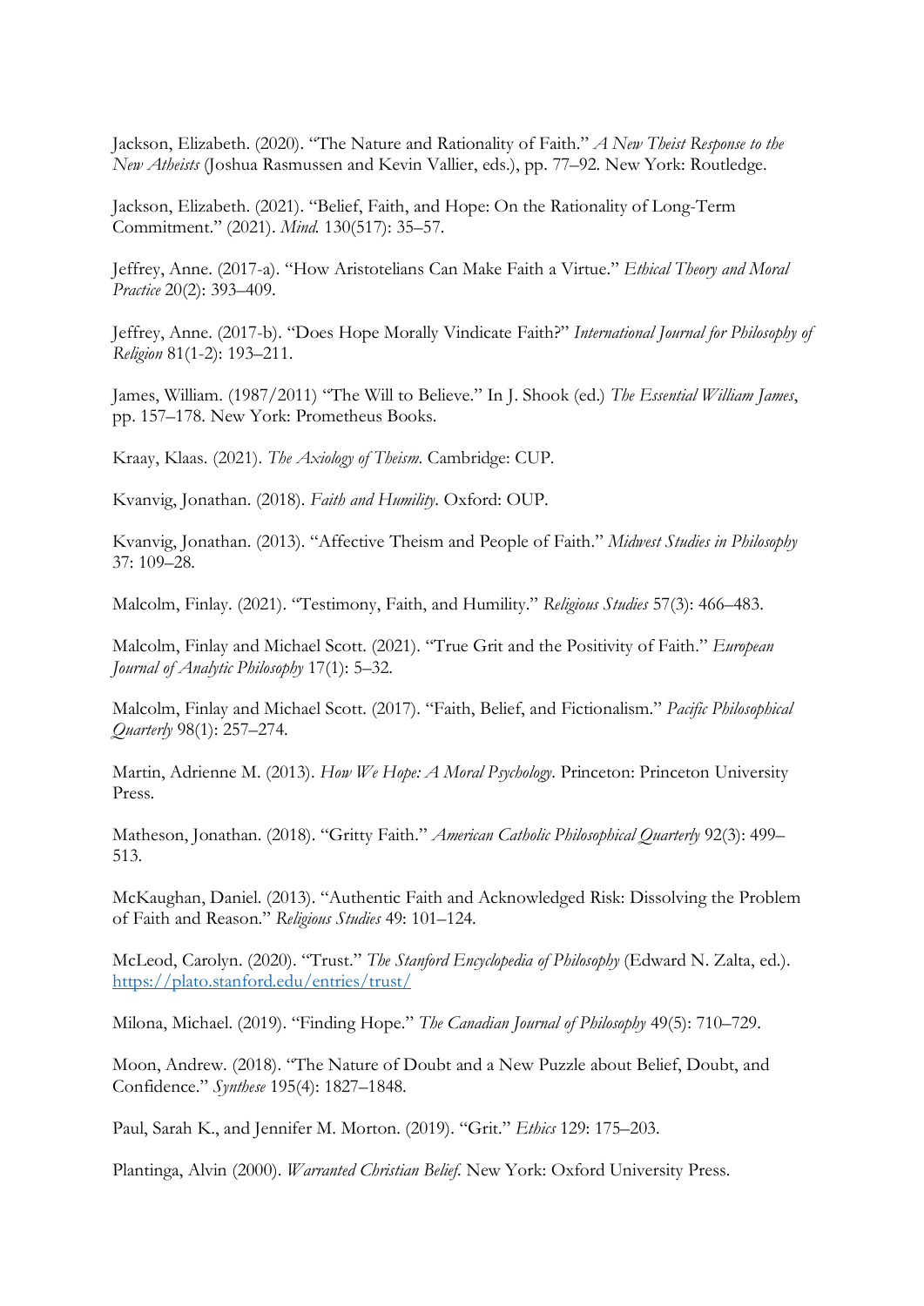Jackson, Elizabeth. (2020). "The Nature and Rationality of Faith." *A New Theist Response to the New Atheists* (Joshua Rasmussen and Kevin Vallier, eds.), pp. 77–92. New York: Routledge.

Jackson, Elizabeth. (2021). "Belief, Faith, and Hope: On the Rationality of Long-Term Commitment." (2021). *Mind.* 130(517): 35–57.

Jeffrey, Anne. (2017-a). "How Aristotelians Can Make Faith a Virtue." *Ethical Theory and Moral Practice* 20(2): 393–409.

Jeffrey, Anne. (2017-b). "Does Hope Morally Vindicate Faith?" *International Journal for Philosophy of Religion* 81(1-2): 193–211.

James, William. (1987/2011) "The Will to Believe." In J. Shook (ed.) *The Essential William James*, pp. 157–178. New York: Prometheus Books.

Kraay, Klaas. (2021). *The Axiology of Theism*. Cambridge: CUP.

Kvanvig, Jonathan. (2018). *Faith and Humility*. Oxford: OUP.

Kvanvig, Jonathan. (2013). "Affective Theism and People of Faith." *Midwest Studies in Philosophy* 37: 109–28.

Malcolm, Finlay. (2021). "Testimony, Faith, and Humility." *Religious Studies* 57(3): 466–483.

Malcolm, Finlay and Michael Scott. (2021). "True Grit and the Positivity of Faith." *European Journal of Analytic Philosophy* 17(1): 5–32.

Malcolm, Finlay and Michael Scott. (2017). "Faith, Belief, and Fictionalism." *Pacific Philosophical Quarterly* 98(1): 257–274.

Martin, Adrienne M. (2013). *How We Hope: A Moral Psychology*. Princeton: Princeton University Press.

Matheson, Jonathan. (2018). "Gritty Faith." *American Catholic Philosophical Quarterly* 92(3): 499–513.

McKaughan, Daniel. (2013). "Authentic Faith and Acknowledged Risk: Dissolving the Problem of Faith and Reason." *Religious Studies* 49: 101–124.

McLeod, Carolyn. (2020). "Trust." *The Stanford Encyclopedia of Philosophy* (Edward N. Zalta, ed.). https://plato.stanford.edu/entries/trust/

Milona, Michael. (2019). "Finding Hope." *The Canadian Journal of Philosophy* 49(5): 710–729.

Moon, Andrew. (2018). "The Nature of Doubt and a New Puzzle about Belief, Doubt, and Confidence." *Synthese* 195(4): 1827–1848.

Paul, Sarah K., and Jennifer M. Morton. (2019). "Grit." *Ethics* 129: 175–203.

Plantinga, Alvin (2000). *Warranted Christian Belief*. New York: Oxford University Press.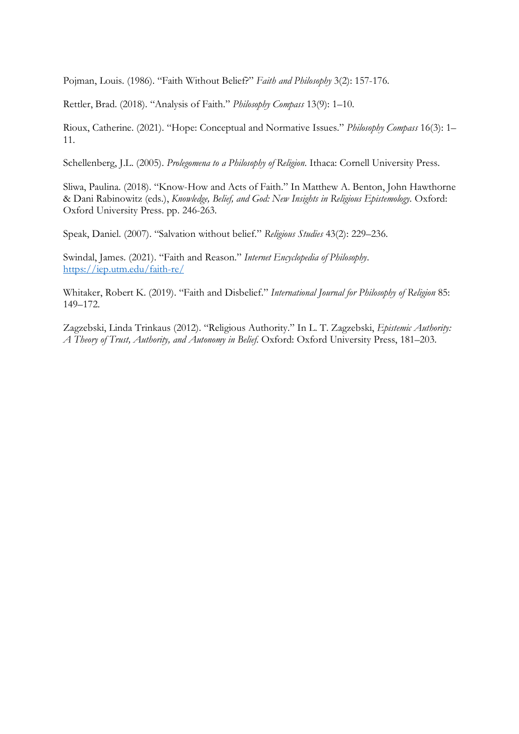Pojman, Louis. (1986). "Faith Without Belief?" *Faith and Philosophy* 3(2): 157-176.

Rettler, Brad. (2018). "Analysis of Faith." *Philosophy Compass* 13(9): 1–10.

Rioux, Catherine. (2021). "Hope: Conceptual and Normative Issues." *Philosophy Compass* 16(3): 1–11.

Schellenberg, J.L. (2005). *Prolegomena to a Philosophy of Religion*. Ithaca: Cornell University Press.

Sliwa, Paulina. (2018). "Know-How and Acts of Faith." In Matthew A. Benton, John Hawthorne & Dani Rabinowitz (eds.), *Knowledge, Belief, and God: New Insights in Religious Epistemology.* Oxford: Oxford University Press. pp. 246-263.

Speak, Daniel. (2007). "Salvation without belief." *Religious Studies* 43(2): 229–236.

Swindal, James. (2021). "Faith and Reason." *Internet Encyclopedia of Philosophy*. https://iep.utm.edu/faith-re/

Whitaker, Robert K. (2019). "Faith and Disbelief." *International Journal for Philosophy of Religion* 85: 149–172.

Zagzebski, Linda Trinkaus (2012). "Religious Authority." In L. T. Zagzebski, *Epistemic Authority: A Theory of Trust, Authority, and Autonomy in Belief*. Oxford: Oxford University Press, 181–203.